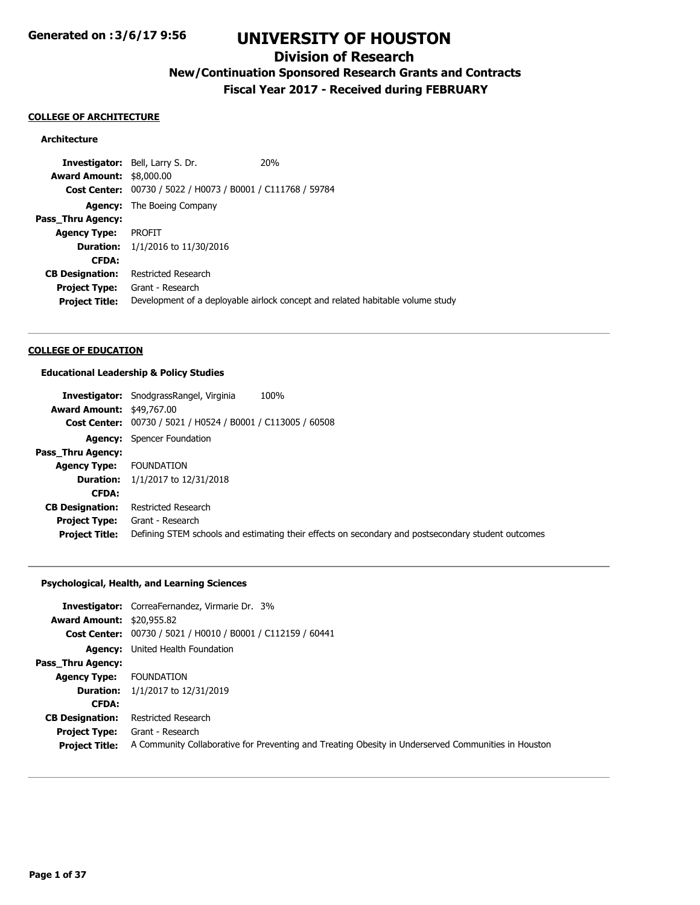Generated on :3/6/17 9:56

# UNIVERSITY OF HOUSTON

## Division of Research

### New/Continuation Sponsored Research Grants and Contracts

### Fiscal Year 2017 - Received during FEBRUARY

**COLLEGE OF ARCHITECTURE**

**Architecture**

**Investigator:** Bell, Larry S. Dr. 20%
**Award Amount:** $8,000.00
**Cost Center:** 00730 / 5022 / H0073 / B0001 / C111768 / 59784
**Agency:** The Boeing Company
**Pass_Thru Agency:**
**Agency Type:** PROFIT
**Duration:** 1/1/2016 to 11/30/2016
**CFDA:**
**CB Designation:** Restricted Research
**Project Type:** Grant - Research
**Project Title:** Development of a deployable airlock concept and related habitable volume study

---

**COLLEGE OF EDUCATION**

**Educational Leadership & Policy Studies**

**Investigator:** SnodgrassRangel, Virginia 100%
**Award Amount:** $49,767.00
**Cost Center:** 00730 / 5021 / H0524 / B0001 / C113005 / 60508
**Agency:** Spencer Foundation
**Pass_Thru Agency:**
**Agency Type:** FOUNDATION
**Duration:** 1/1/2017 to 12/31/2018
**CFDA:**
**CB Designation:** Restricted Research
**Project Type:** Grant - Research
**Project Title:** Defining STEM schools and estimating their effects on secondary and postsecondary student outcomes

---

**Psychological, Health, and Learning Sciences**

**Investigator:** CorreaFernandez, Virmarie Dr. 3%
**Award Amount:** $20,955.82
**Cost Center:** 00730 / 5021 / H0010 / B0001 / C112159 / 60441
**Agency:** United Health Foundation
**Pass_Thru Agency:**
**Agency Type:** FOUNDATION
**Duration:** 1/1/2017 to 12/31/2019
**CFDA:**
**CB Designation:** Restricted Research
**Project Type:** Grant - Research
**Project Title:** A Community Collaborative for Preventing and Treating Obesity in Underserved Communities in Houston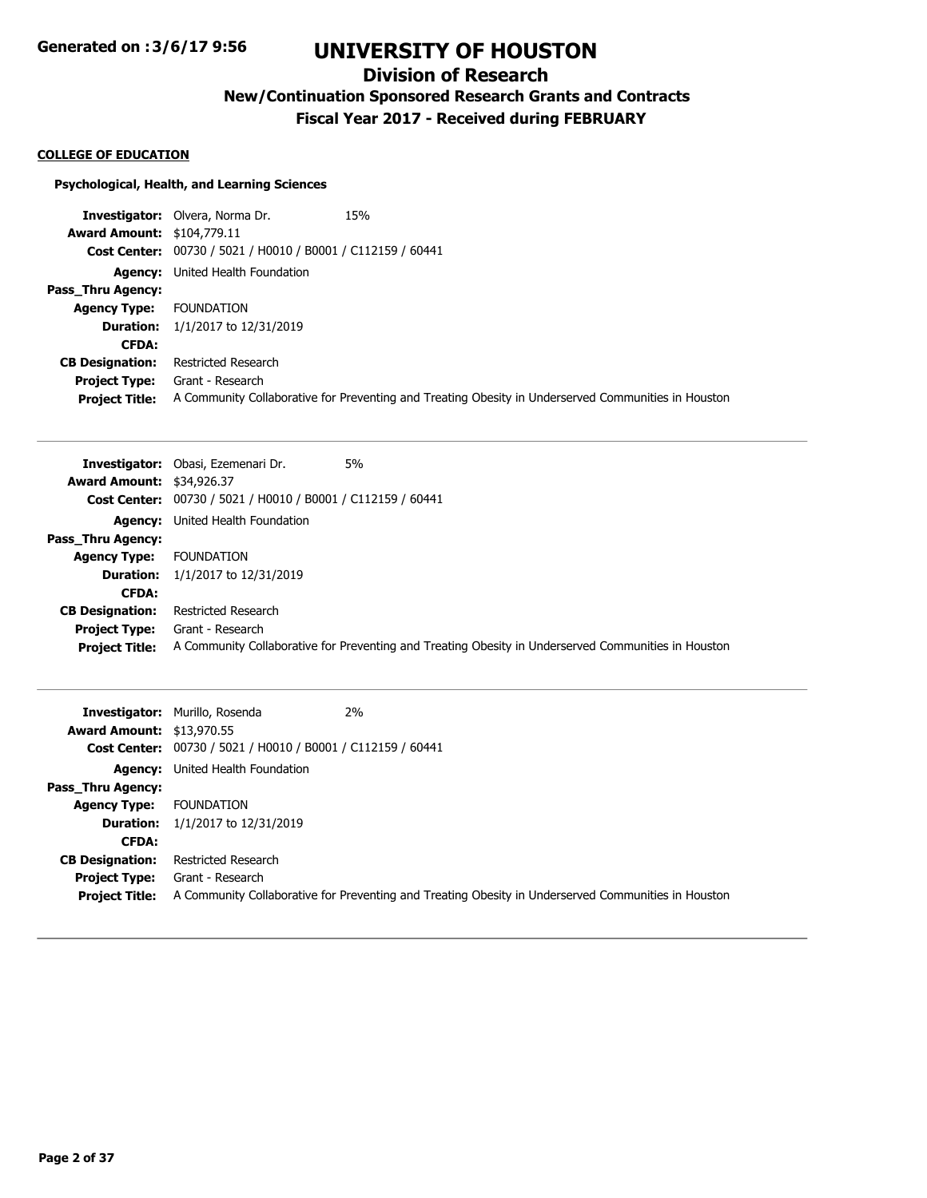# UNIVERSITY OF HOUSTON

## Division of Research

### New/Continuation Sponsored Research Grants and Contracts

### Fiscal Year 2017 - Received during FEBRUARY

Generated on :3/6/17 9:56

**COLLEGE OF EDUCATION**

**Psychological, Health, and Learning Sciences**

**Investigator:** Olvera, Norma Dr. 15%
**Award Amount:** $104,779.11
**Cost Center:** 00730 / 5021 / H0010 / B0001 / C112159 / 60441
**Agency:** United Health Foundation
**Pass_Thru Agency:**
**Agency Type:** FOUNDATION
**Duration:** 1/1/2017 to 12/31/2019
**CFDA:**
**CB Designation:** Restricted Research
**Project Type:** Grant - Research
**Project Title:** A Community Collaborative for Preventing and Treating Obesity in Underserved Communities in Houston

---

**Investigator:** Obasi, Ezemenari Dr. 5%
**Award Amount:** $34,926.37
**Cost Center:** 00730 / 5021 / H0010 / B0001 / C112159 / 60441
**Agency:** United Health Foundation
**Pass_Thru Agency:**
**Agency Type:** FOUNDATION
**Duration:** 1/1/2017 to 12/31/2019
**CFDA:**
**CB Designation:** Restricted Research
**Project Type:** Grant - Research
**Project Title:** A Community Collaborative for Preventing and Treating Obesity in Underserved Communities in Houston

---

**Investigator:** Murillo, Rosenda 2%
**Award Amount:** $13,970.55
**Cost Center:** 00730 / 5021 / H0010 / B0001 / C112159 / 60441
**Agency:** United Health Foundation
**Pass_Thru Agency:**
**Agency Type:** FOUNDATION
**Duration:** 1/1/2017 to 12/31/2019
**CFDA:**
**CB Designation:** Restricted Research
**Project Type:** Grant - Research
**Project Title:** A Community Collaborative for Preventing and Treating Obesity in Underserved Communities in Houston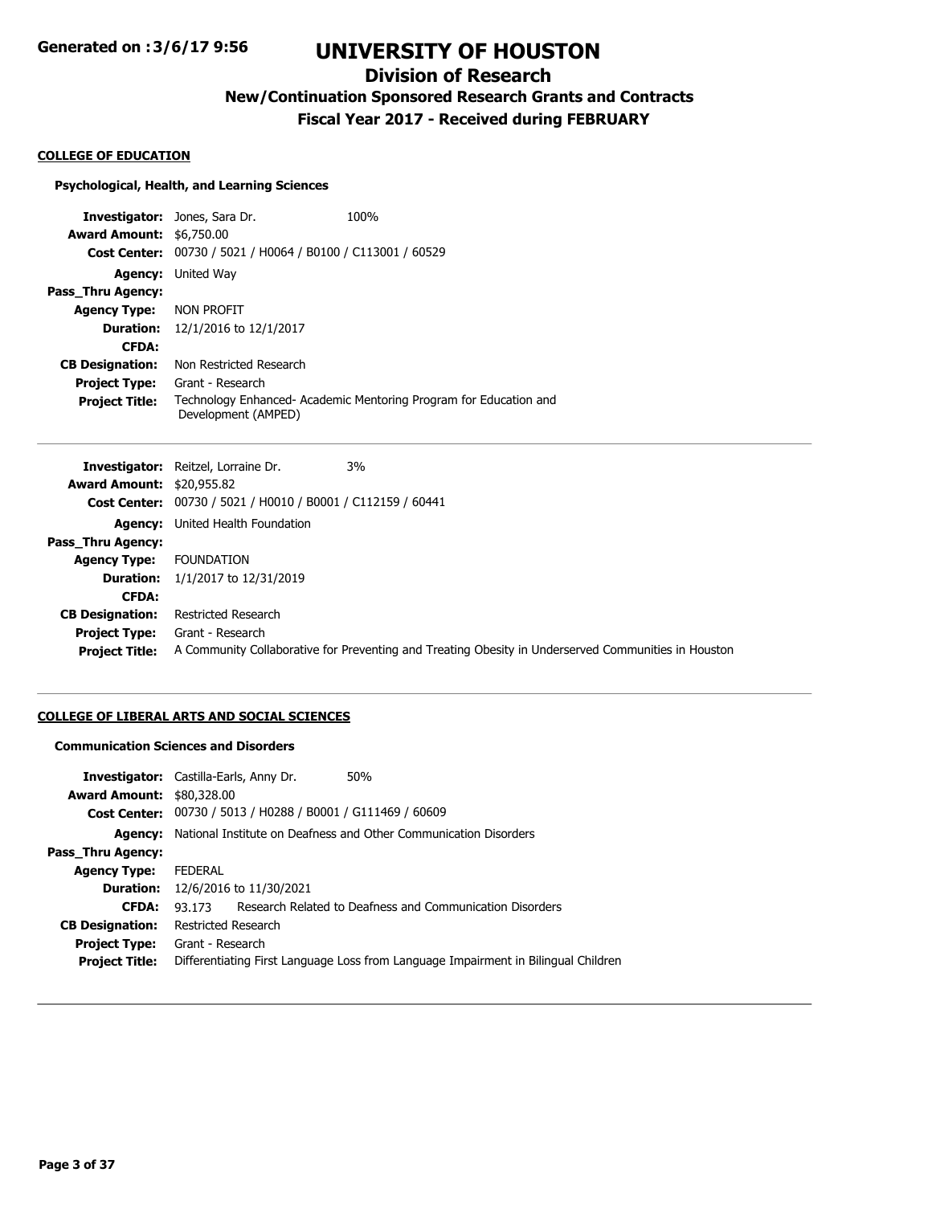## COLLEGE OF EDUCATION

### Psychological, Health, and Learning Sciences

**Investigator:** Jones, Sara Dr. 100%
**Award Amount:** $6,750.00
**Cost Center:** 00730 / 5021 / H0064 / B0100 / C113001 / 60529
**Agency:** United Way
**Pass_Thru Agency:**
**Agency Type:** NON PROFIT
**Duration:** 12/1/2016 to 12/1/2017
**CFDA:**
**CB Designation:** Non Restricted Research
**Project Type:** Grant - Research
**Project Title:** Technology Enhanced- Academic Mentoring Program for Education and Development (AMPED)

---

**Investigator:** Reitzel, Lorraine Dr. 3%
**Award Amount:** $20,955.82
**Cost Center:** 00730 / 5021 / H0010 / B0001 / C112159 / 60441
**Agency:** United Health Foundation
**Pass_Thru Agency:**
**Agency Type:** FOUNDATION
**Duration:** 1/1/2017 to 12/31/2019
**CFDA:**
**CB Designation:** Restricted Research
**Project Type:** Grant - Research
**Project Title:** A Community Collaborative for Preventing and Treating Obesity in Underserved Communities in Houston

---

## COLLEGE OF LIBERAL ARTS AND SOCIAL SCIENCES

### Communication Sciences and Disorders

**Investigator:** Castilla-Earls, Anny Dr. 50%
**Award Amount:** $80,328.00
**Cost Center:** 00730 / 5013 / H0288 / B0001 / G111469 / 60609
**Agency:** National Institute on Deafness and Other Communication Disorders
**Pass_Thru Agency:**
**Agency Type:** FEDERAL
**Duration:** 12/6/2016 to 11/30/2021
**CFDA:** 93.173 Research Related to Deafness and Communication Disorders
**CB Designation:** Restricted Research
**Project Type:** Grant - Research
**Project Title:** Differentiating First Language Loss from Language Impairment in Bilingual Children

---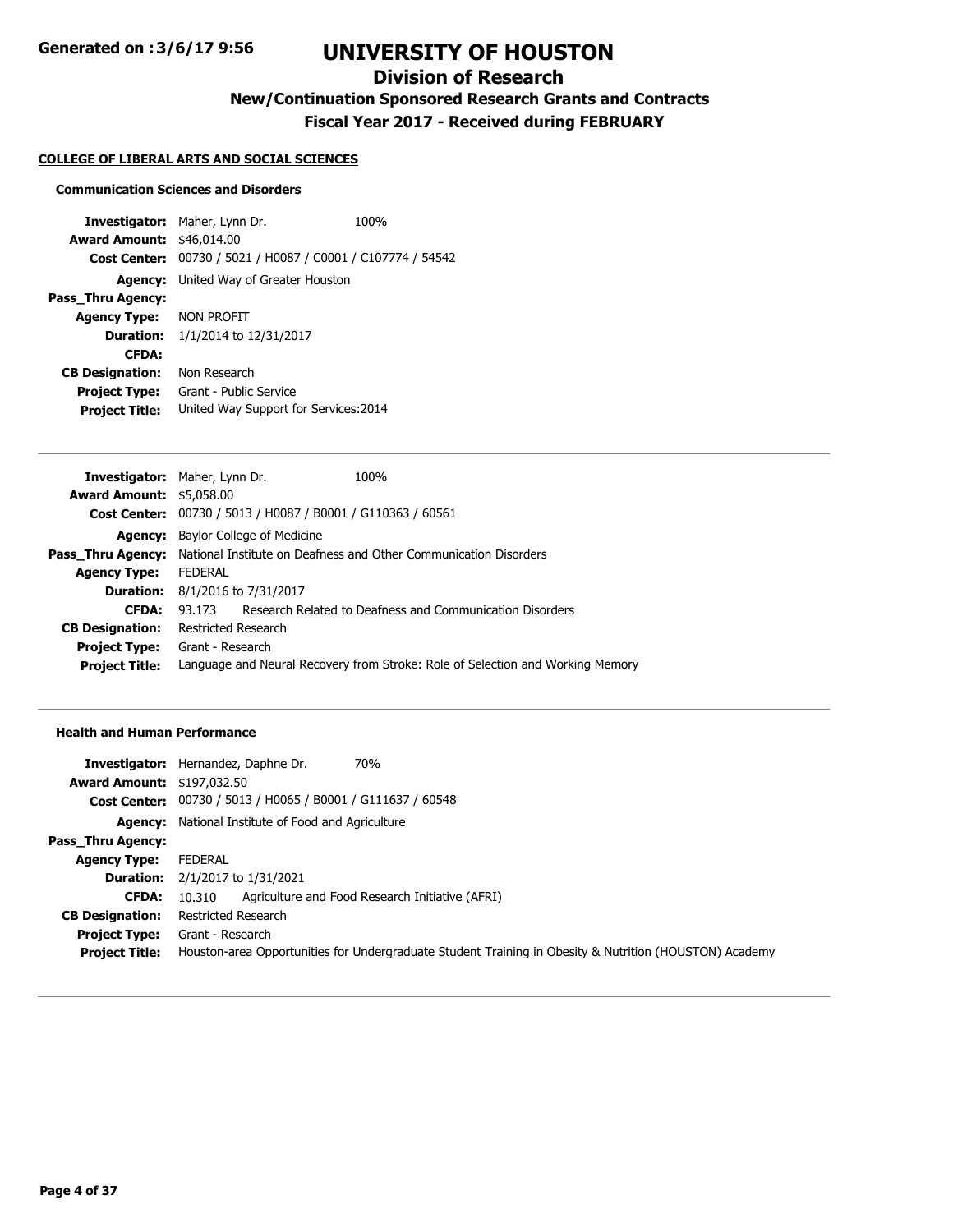# UNIVERSITY OF HOUSTON

## Division of Research

### New/Continuation Sponsored Research Grants and Contracts

### Fiscal Year 2017 - Received during FEBRUARY

**COLLEGE OF LIBERAL ARTS AND SOCIAL SCIENCES**

**Communication Sciences and Disorders**

**Investigator:** Maher, Lynn Dr. 100%
**Award Amount:** $46,014.00
**Cost Center:** 00730 / 5021 / H0087 / C0001 / C107774 / 54542
**Agency:** United Way of Greater Houston
**Pass_Thru Agency:**
**Agency Type:** NON PROFIT
**Duration:** 1/1/2014 to 12/31/2017
**CFDA:**
**CB Designation:** Non Research
**Project Type:** Grant - Public Service
**Project Title:** United Way Support for Services:2014

---

**Investigator:** Maher, Lynn Dr. 100%
**Award Amount:** $5,058.00
**Cost Center:** 00730 / 5013 / H0087 / B0001 / G110363 / 60561
**Agency:** Baylor College of Medicine
**Pass_Thru Agency:** National Institute on Deafness and Other Communication Disorders
**Agency Type:** FEDERAL
**Duration:** 8/1/2016 to 7/31/2017
**CFDA:** 93.173 Research Related to Deafness and Communication Disorders
**CB Designation:** Restricted Research
**Project Type:** Grant - Research
**Project Title:** Language and Neural Recovery from Stroke: Role of Selection and Working Memory

---

**Health and Human Performance**

**Investigator:** Hernandez, Daphne Dr. 70%
**Award Amount:** $197,032.50
**Cost Center:** 00730 / 5013 / H0065 / B0001 / G111637 / 60548
**Agency:** National Institute of Food and Agriculture
**Pass_Thru Agency:**
**Agency Type:** FEDERAL
**Duration:** 2/1/2017 to 1/31/2021
**CFDA:** 10.310 Agriculture and Food Research Initiative (AFRI)
**CB Designation:** Restricted Research
**Project Type:** Grant - Research
**Project Title:** Houston-area Opportunities for Undergraduate Student Training in Obesity & Nutrition (HOUSTON) Academy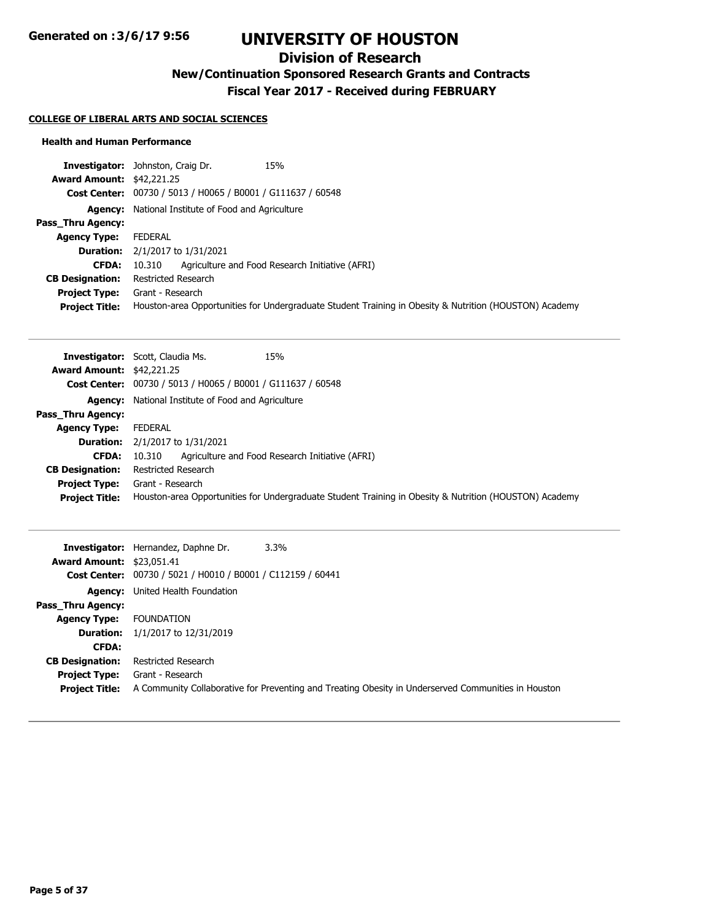# UNIVERSITY OF HOUSTON

## Division of Research

### New/Continuation Sponsored Research Grants and Contracts

### Fiscal Year 2017 - Received during FEBRUARY

**COLLEGE OF LIBERAL ARTS AND SOCIAL SCIENCES**

#### Health and Human Performance

**Investigator:** Johnston, Craig Dr. 15%
**Award Amount:** $42,221.25
**Cost Center:** 00730 / 5013 / H0065 / B0001 / G111637 / 60548
**Agency:** National Institute of Food and Agriculture
**Pass_Thru Agency:**
**Agency Type:** FEDERAL
**Duration:** 2/1/2017 to 1/31/2021
**CFDA:** 10.310 Agriculture and Food Research Initiative (AFRI)
**CB Designation:** Restricted Research
**Project Type:** Grant - Research
**Project Title:** Houston-area Opportunities for Undergraduate Student Training in Obesity & Nutrition (HOUSTON) Academy

---

**Investigator:** Scott, Claudia Ms. 15%
**Award Amount:** $42,221.25
**Cost Center:** 00730 / 5013 / H0065 / B0001 / G111637 / 60548
**Agency:** National Institute of Food and Agriculture
**Pass_Thru Agency:**
**Agency Type:** FEDERAL
**Duration:** 2/1/2017 to 1/31/2021
**CFDA:** 10.310 Agriculture and Food Research Initiative (AFRI)
**CB Designation:** Restricted Research
**Project Type:** Grant - Research
**Project Title:** Houston-area Opportunities for Undergraduate Student Training in Obesity & Nutrition (HOUSTON) Academy

---

**Investigator:** Hernandez, Daphne Dr. 3.3%
**Award Amount:** $23,051.41
**Cost Center:** 00730 / 5021 / H0010 / B0001 / C112159 / 60441
**Agency:** United Health Foundation
**Pass_Thru Agency:**
**Agency Type:** FOUNDATION
**Duration:** 1/1/2017 to 12/31/2019
**CFDA:**
**CB Designation:** Restricted Research
**Project Type:** Grant - Research
**Project Title:** A Community Collaborative for Preventing and Treating Obesity in Underserved Communities in Houston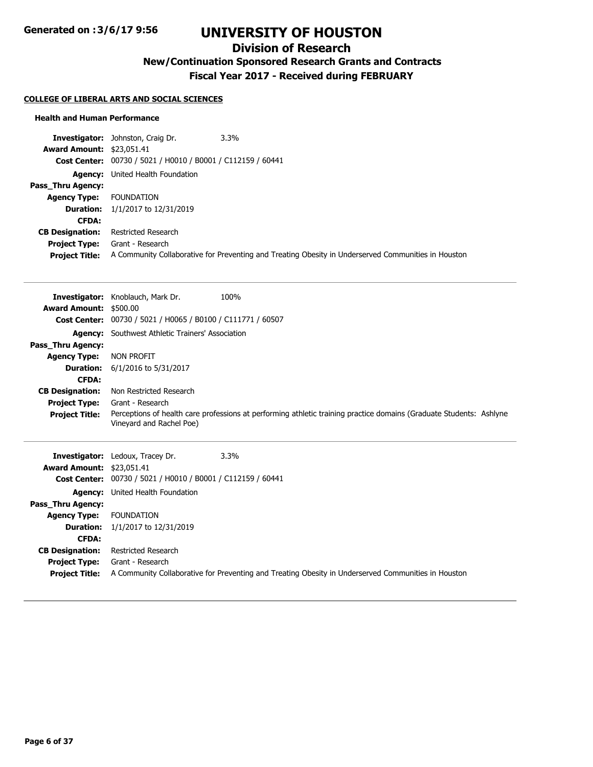# UNIVERSITY OF HOUSTON

## Division of Research

### New/Continuation Sponsored Research Grants and Contracts

### Fiscal Year 2017 - Received during FEBRUARY

**COLLEGE OF LIBERAL ARTS AND SOCIAL SCIENCES**

**Health and Human Performance**

**Investigator:** Johnston, Craig Dr. 3.3%
**Award Amount:** $23,051.41
**Cost Center:** 00730 / 5021 / H0010 / B0001 / C112159 / 60441
**Agency:** United Health Foundation
**Pass_Thru Agency:**
**Agency Type:** FOUNDATION
**Duration:** 1/1/2017 to 12/31/2019
**CFDA:**
**CB Designation:** Restricted Research
**Project Type:** Grant - Research
**Project Title:** A Community Collaborative for Preventing and Treating Obesity in Underserved Communities in Houston

---

**Investigator:** Knoblauch, Mark Dr. 100%
**Award Amount:** $500.00
**Cost Center:** 00730 / 5021 / H0065 / B0100 / C111771 / 60507
**Agency:** Southwest Athletic Trainers' Association
**Pass_Thru Agency:**
**Agency Type:** NON PROFIT
**Duration:** 6/1/2016 to 5/31/2017
**CFDA:**
**CB Designation:** Non Restricted Research
**Project Type:** Grant - Research
**Project Title:** Perceptions of health care professions at performing athletic training practice domains (Graduate Students: Ashlyne Vineyard and Rachel Poe)

---

**Investigator:** Ledoux, Tracey Dr. 3.3%
**Award Amount:** $23,051.41
**Cost Center:** 00730 / 5021 / H0010 / B0001 / C112159 / 60441
**Agency:** United Health Foundation
**Pass_Thru Agency:**
**Agency Type:** FOUNDATION
**Duration:** 1/1/2017 to 12/31/2019
**CFDA:**
**CB Designation:** Restricted Research
**Project Type:** Grant - Research
**Project Title:** A Community Collaborative for Preventing and Treating Obesity in Underserved Communities in Houston

---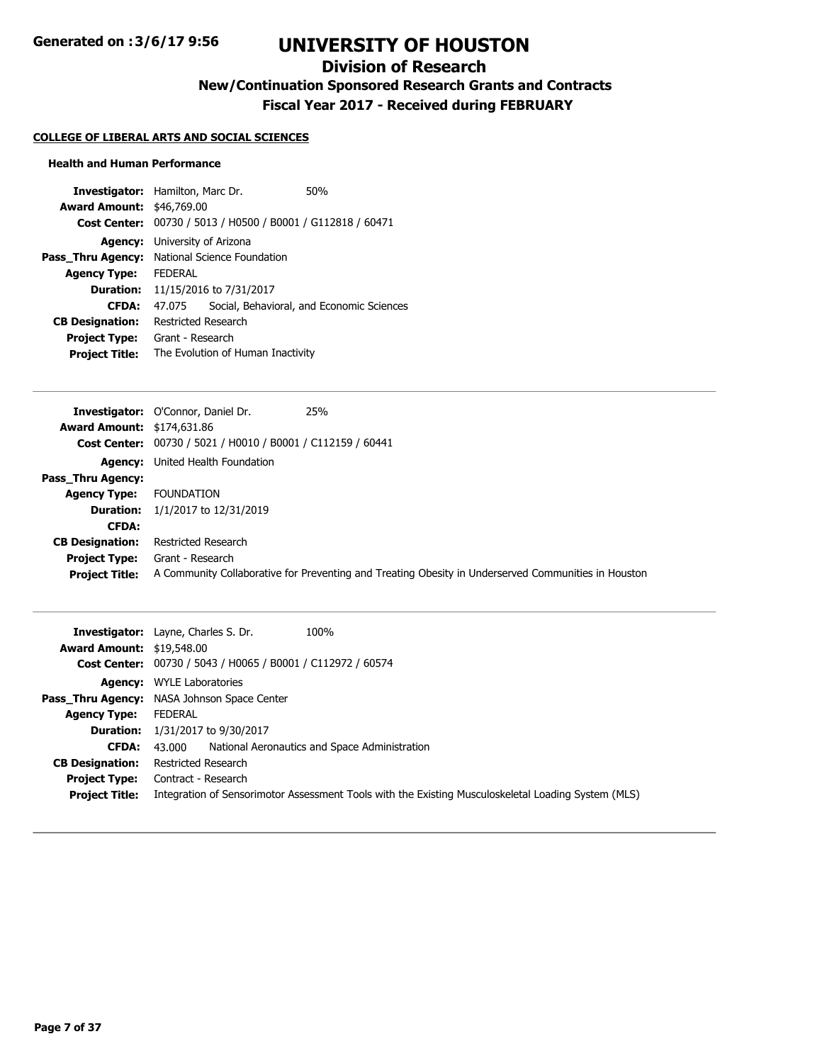# UNIVERSITY OF HOUSTON

## Division of Research

### New/Continuation Sponsored Research Grants and Contracts

### Fiscal Year 2017 - Received during FEBRUARY

**COLLEGE OF LIBERAL ARTS AND SOCIAL SCIENCES**

**Health and Human Performance**

**Investigator:** Hamilton, Marc Dr. 50%
**Award Amount:** $46,769.00
**Cost Center:** 00730 / 5013 / H0500 / B0001 / G112818 / 60471
**Agency:** University of Arizona
**Pass_Thru Agency:** National Science Foundation
**Agency Type:** FEDERAL
**Duration:** 11/15/2016 to 7/31/2017
**CFDA:** 47.075 Social, Behavioral, and Economic Sciences
**CB Designation:** Restricted Research
**Project Type:** Grant - Research
**Project Title:** The Evolution of Human Inactivity

---

**Investigator:** O'Connor, Daniel Dr. 25%
**Award Amount:** $174,631.86
**Cost Center:** 00730 / 5021 / H0010 / B0001 / C112159 / 60441
**Agency:** United Health Foundation
**Pass_Thru Agency:**
**Agency Type:** FOUNDATION
**Duration:** 1/1/2017 to 12/31/2019
**CFDA:**
**CB Designation:** Restricted Research
**Project Type:** Grant - Research
**Project Title:** A Community Collaborative for Preventing and Treating Obesity in Underserved Communities in Houston

---

**Investigator:** Layne, Charles S. Dr. 100%
**Award Amount:** $19,548.00
**Cost Center:** 00730 / 5043 / H0065 / B0001 / C112972 / 60574
**Agency:** WYLE Laboratories
**Pass_Thru Agency:** NASA Johnson Space Center
**Agency Type:** FEDERAL
**Duration:** 1/31/2017 to 9/30/2017
**CFDA:** 43.000 National Aeronautics and Space Administration
**CB Designation:** Restricted Research
**Project Type:** Contract - Research
**Project Title:** Integration of Sensorimotor Assessment Tools with the Existing Musculoskeletal Loading System (MLS)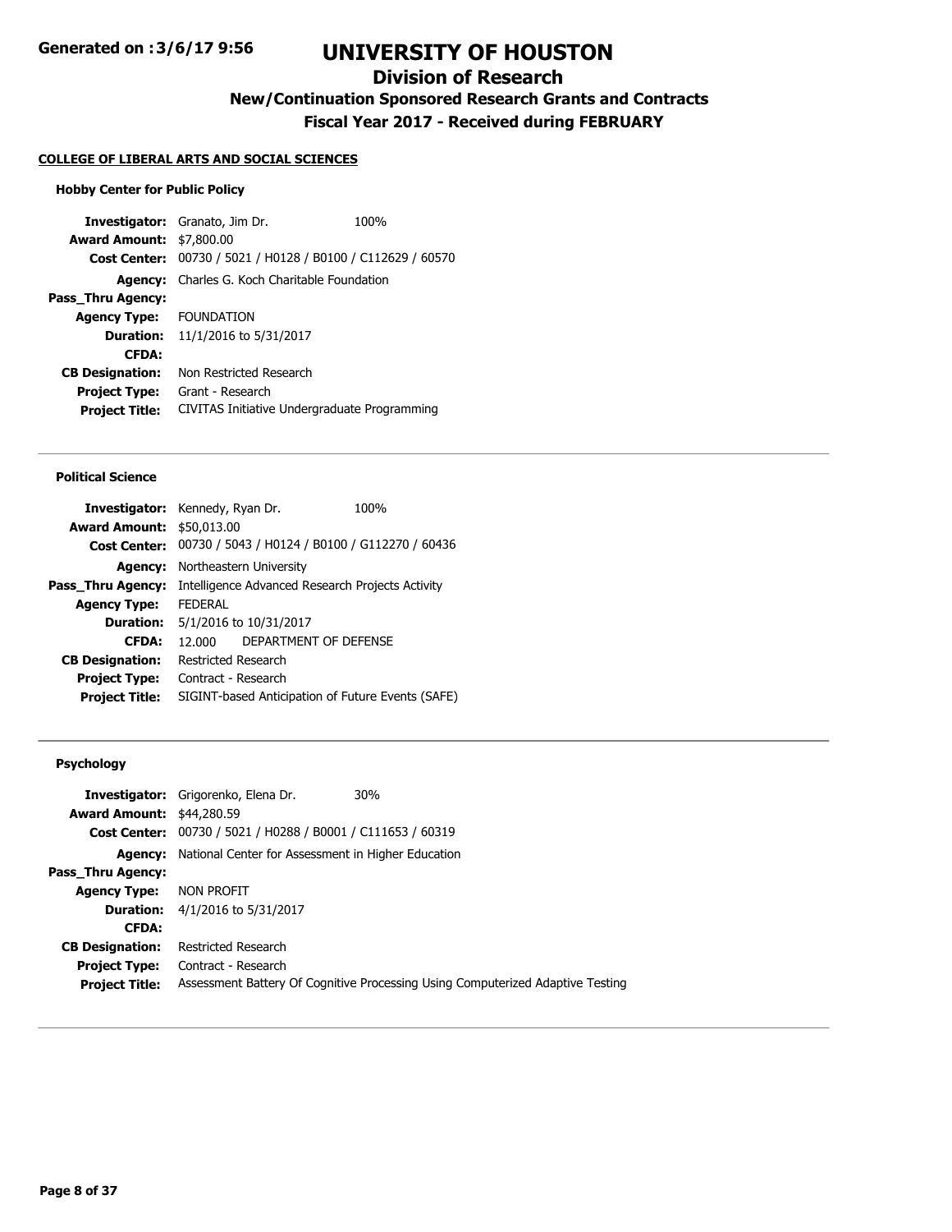# UNIVERSITY OF HOUSTON

## Division of Research

### New/Continuation Sponsored Research Grants and Contracts

### Fiscal Year 2017 - Received during FEBRUARY

Generated on :3/6/17 9:56

**COLLEGE OF LIBERAL ARTS AND SOCIAL SCIENCES**

**Hobby Center for Public Policy**

**Investigator:** Granato, Jim Dr. 100%
**Award Amount:** $7,800.00
**Cost Center:** 00730 / 5021 / H0128 / B0100 / C112629 / 60570
**Agency:** Charles G. Koch Charitable Foundation
**Pass_Thru Agency:**
**Agency Type:** FOUNDATION
**Duration:** 11/1/2016 to 5/31/2017
**CFDA:**
**CB Designation:** Non Restricted Research
**Project Type:** Grant - Research
**Project Title:** CIVITAS Initiative Undergraduate Programming

---

**Political Science**

**Investigator:** Kennedy, Ryan Dr. 100%
**Award Amount:** $50,013.00
**Cost Center:** 00730 / 5043 / H0124 / B0100 / G112270 / 60436
**Agency:** Northeastern University
**Pass_Thru Agency:** Intelligence Advanced Research Projects Activity
**Agency Type:** FEDERAL
**Duration:** 5/1/2016 to 10/31/2017
**CFDA:** 12.000 DEPARTMENT OF DEFENSE
**CB Designation:** Restricted Research
**Project Type:** Contract - Research
**Project Title:** SIGINT-based Anticipation of Future Events (SAFE)

---

**Psychology**

**Investigator:** Grigorenko, Elena Dr. 30%
**Award Amount:** $44,280.59
**Cost Center:** 00730 / 5021 / H0288 / B0001 / C111653 / 60319
**Agency:** National Center for Assessment in Higher Education
**Pass_Thru Agency:**
**Agency Type:** NON PROFIT
**Duration:** 4/1/2016 to 5/31/2017
**CFDA:**
**CB Designation:** Restricted Research
**Project Type:** Contract - Research
**Project Title:** Assessment Battery Of Cognitive Processing Using Computerized Adaptive Testing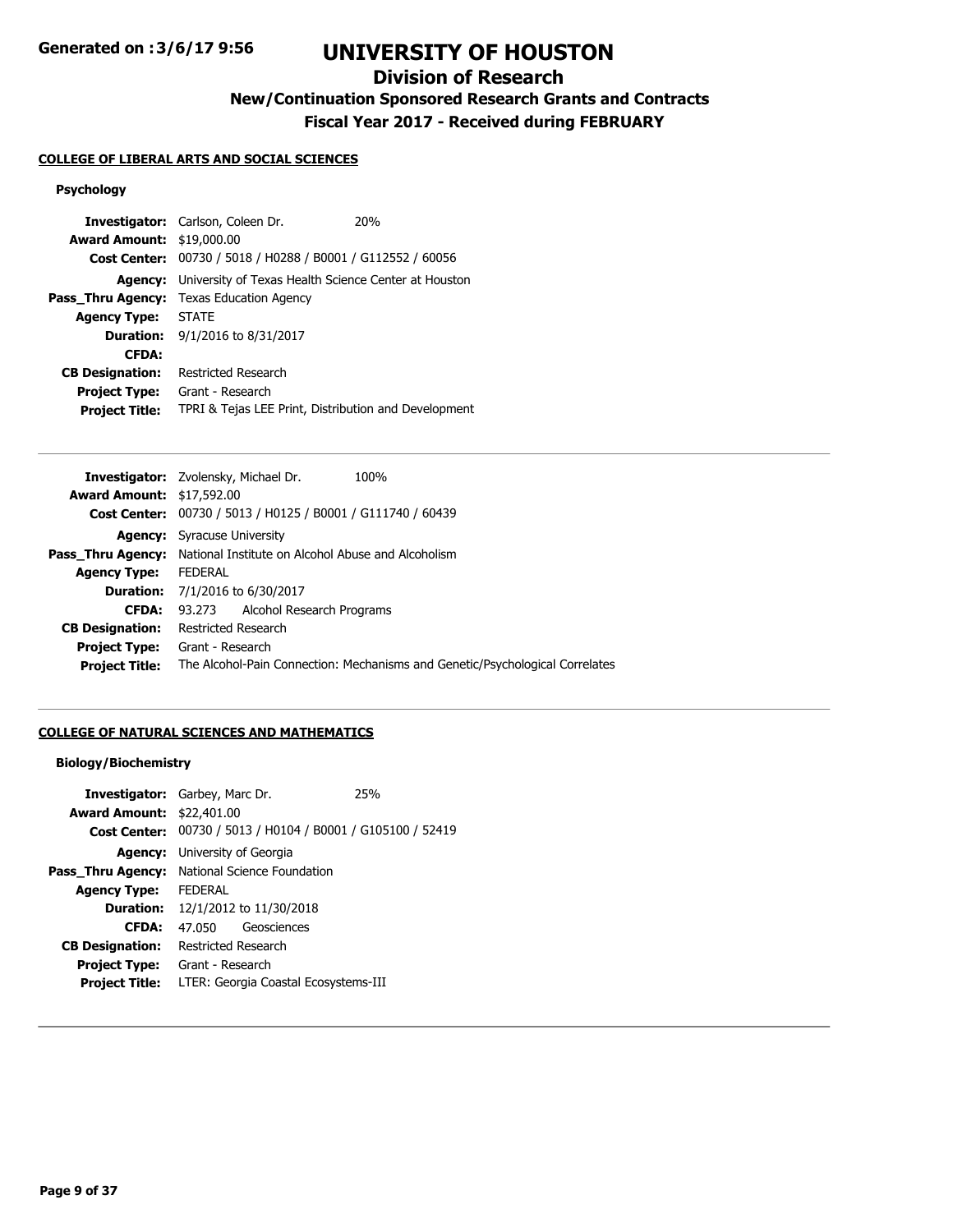**Generated on :3/6/17 9:56**

# UNIVERSITY OF HOUSTON

## Division of Research

### New/Continuation Sponsored Research Grants and Contracts

### Fiscal Year 2017 - Received during FEBRUARY

**COLLEGE OF LIBERAL ARTS AND SOCIAL SCIENCES**

**Psychology**

**Investigator:** Carlson, Coleen Dr. 20%
**Award Amount:** $19,000.00
**Cost Center:** 00730 / 5018 / H0288 / B0001 / G112552 / 60056
**Agency:** University of Texas Health Science Center at Houston
**Pass_Thru Agency:** Texas Education Agency
**Agency Type:** STATE
**Duration:** 9/1/2016 to 8/31/2017
**CFDA:**
**CB Designation:** Restricted Research
**Project Type:** Grant - Research
**Project Title:** TPRI & Tejas LEE Print, Distribution and Development

---

**Investigator:** Zvolensky, Michael Dr. 100%
**Award Amount:** $17,592.00
**Cost Center:** 00730 / 5013 / H0125 / B0001 / G111740 / 60439
**Agency:** Syracuse University
**Pass_Thru Agency:** National Institute on Alcohol Abuse and Alcoholism
**Agency Type:** FEDERAL
**Duration:** 7/1/2016 to 6/30/2017
**CFDA:** 93.273 Alcohol Research Programs
**CB Designation:** Restricted Research
**Project Type:** Grant - Research
**Project Title:** The Alcohol-Pain Connection: Mechanisms and Genetic/Psychological Correlates

---

**COLLEGE OF NATURAL SCIENCES AND MATHEMATICS**

**Biology/Biochemistry**

**Investigator:** Garbey, Marc Dr. 25%
**Award Amount:** $22,401.00
**Cost Center:** 00730 / 5013 / H0104 / B0001 / G105100 / 52419
**Agency:** University of Georgia
**Pass_Thru Agency:** National Science Foundation
**Agency Type:** FEDERAL
**Duration:** 12/1/2012 to 11/30/2018
**CFDA:** 47.050 Geosciences
**CB Designation:** Restricted Research
**Project Type:** Grant - Research
**Project Title:** LTER: Georgia Coastal Ecosystems-III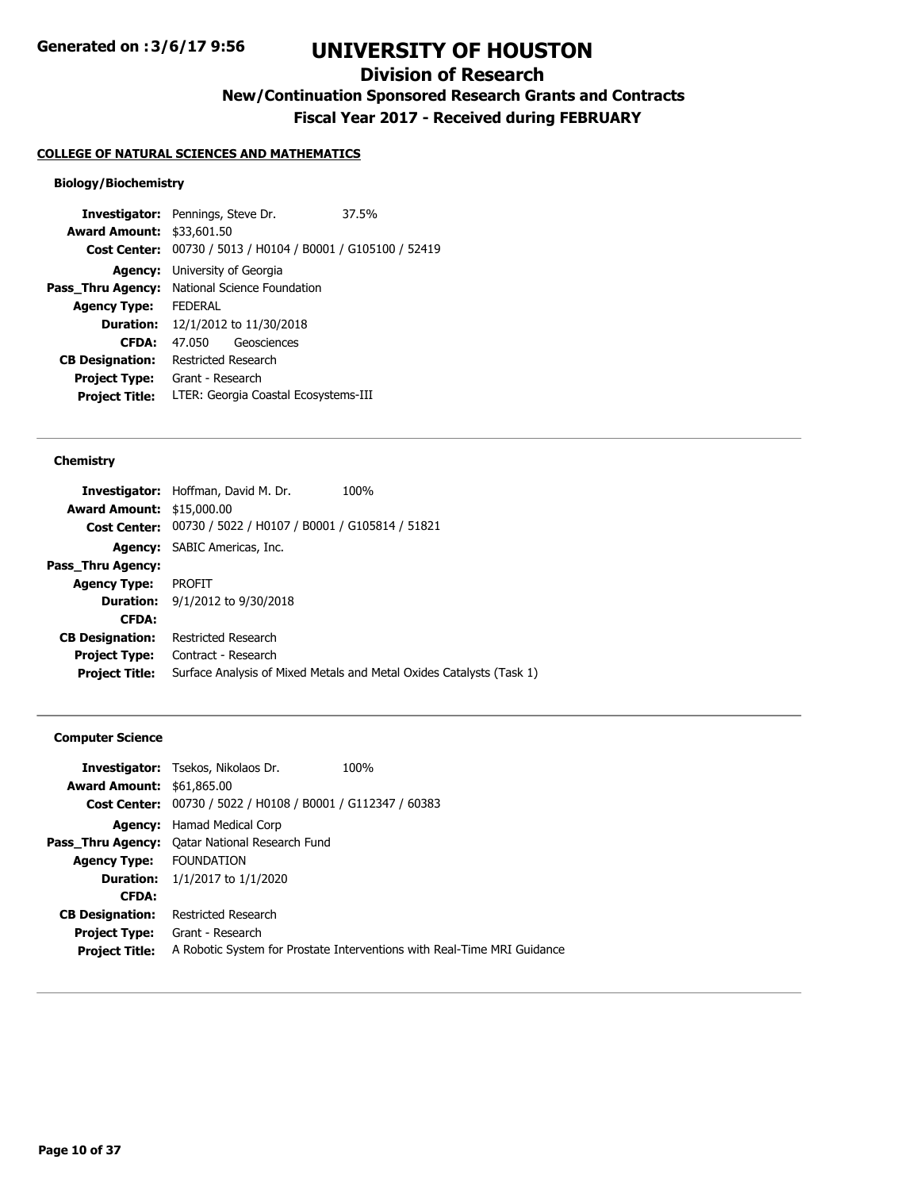# UNIVERSITY OF HOUSTON

## Division of Research

### New/Continuation Sponsored Research Grants and Contracts

### Fiscal Year 2017 - Received during FEBRUARY

Generated on :3/6/17 9:56

**COLLEGE OF NATURAL SCIENCES AND MATHEMATICS**

#### Biology/Biochemistry

**Investigator:** Pennings, Steve Dr. 37.5%
**Award Amount:** $33,601.50
**Cost Center:** 00730 / 5013 / H0104 / B0001 / G105100 / 52419
**Agency:** University of Georgia
**Pass_Thru Agency:** National Science Foundation
**Agency Type:** FEDERAL
**Duration:** 12/1/2012 to 11/30/2018
**CFDA:** 47.050 Geosciences
**CB Designation:** Restricted Research
**Project Type:** Grant - Research
**Project Title:** LTER: Georgia Coastal Ecosystems-III

---

#### Chemistry

**Investigator:** Hoffman, David M. Dr. 100%
**Award Amount:** $15,000.00
**Cost Center:** 00730 / 5022 / H0107 / B0001 / G105814 / 51821
**Agency:** SABIC Americas, Inc.
**Pass_Thru Agency:**
**Agency Type:** PROFIT
**Duration:** 9/1/2012 to 9/30/2018
**CFDA:**
**CB Designation:** Restricted Research
**Project Type:** Contract - Research
**Project Title:** Surface Analysis of Mixed Metals and Metal Oxides Catalysts (Task 1)

---

#### Computer Science

**Investigator:** Tsekos, Nikolaos Dr. 100%
**Award Amount:** $61,865.00
**Cost Center:** 00730 / 5022 / H0108 / B0001 / G112347 / 60383
**Agency:** Hamad Medical Corp
**Pass_Thru Agency:** Qatar National Research Fund
**Agency Type:** FOUNDATION
**Duration:** 1/1/2017 to 1/1/2020
**CFDA:**
**CB Designation:** Restricted Research
**Project Type:** Grant - Research
**Project Title:** A Robotic System for Prostate Interventions with Real-Time MRI Guidance

---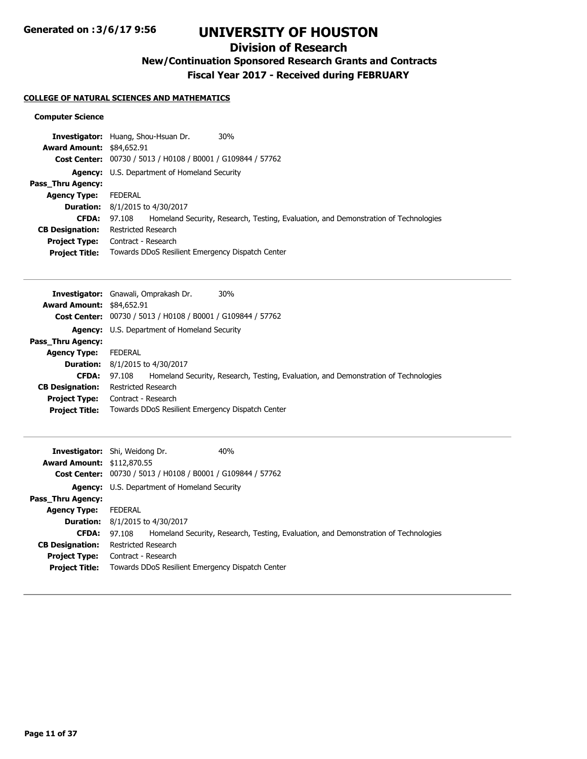# UNIVERSITY OF HOUSTON

## Division of Research

### New/Continuation Sponsored Research Grants and Contracts

### Fiscal Year 2017 - Received during FEBRUARY

Generated on :3/6/17 9:56

**COLLEGE OF NATURAL SCIENCES AND MATHEMATICS**

**Computer Science**

**Investigator:** Huang, Shou-Hsuan Dr. 30%
**Award Amount:** $84,652.91
**Cost Center:** 00730 / 5013 / H0108 / B0001 / G109844 / 57762
**Agency:** U.S. Department of Homeland Security
**Pass_Thru Agency:**
**Agency Type:** FEDERAL
**Duration:** 8/1/2015 to 4/30/2017
**CFDA:** 97.108 Homeland Security, Research, Testing, Evaluation, and Demonstration of Technologies
**CB Designation:** Restricted Research
**Project Type:** Contract - Research
**Project Title:** Towards DDoS Resilient Emergency Dispatch Center

---

**Investigator:** Gnawali, Omprakash Dr. 30%
**Award Amount:** $84,652.91
**Cost Center:** 00730 / 5013 / H0108 / B0001 / G109844 / 57762
**Agency:** U.S. Department of Homeland Security
**Pass_Thru Agency:**
**Agency Type:** FEDERAL
**Duration:** 8/1/2015 to 4/30/2017
**CFDA:** 97.108 Homeland Security, Research, Testing, Evaluation, and Demonstration of Technologies
**CB Designation:** Restricted Research
**Project Type:** Contract - Research
**Project Title:** Towards DDoS Resilient Emergency Dispatch Center

---

**Investigator:** Shi, Weidong Dr. 40%
**Award Amount:** $112,870.55
**Cost Center:** 00730 / 5013 / H0108 / B0001 / G109844 / 57762
**Agency:** U.S. Department of Homeland Security
**Pass_Thru Agency:**
**Agency Type:** FEDERAL
**Duration:** 8/1/2015 to 4/30/2017
**CFDA:** 97.108 Homeland Security, Research, Testing, Evaluation, and Demonstration of Technologies
**CB Designation:** Restricted Research
**Project Type:** Contract - Research
**Project Title:** Towards DDoS Resilient Emergency Dispatch Center

---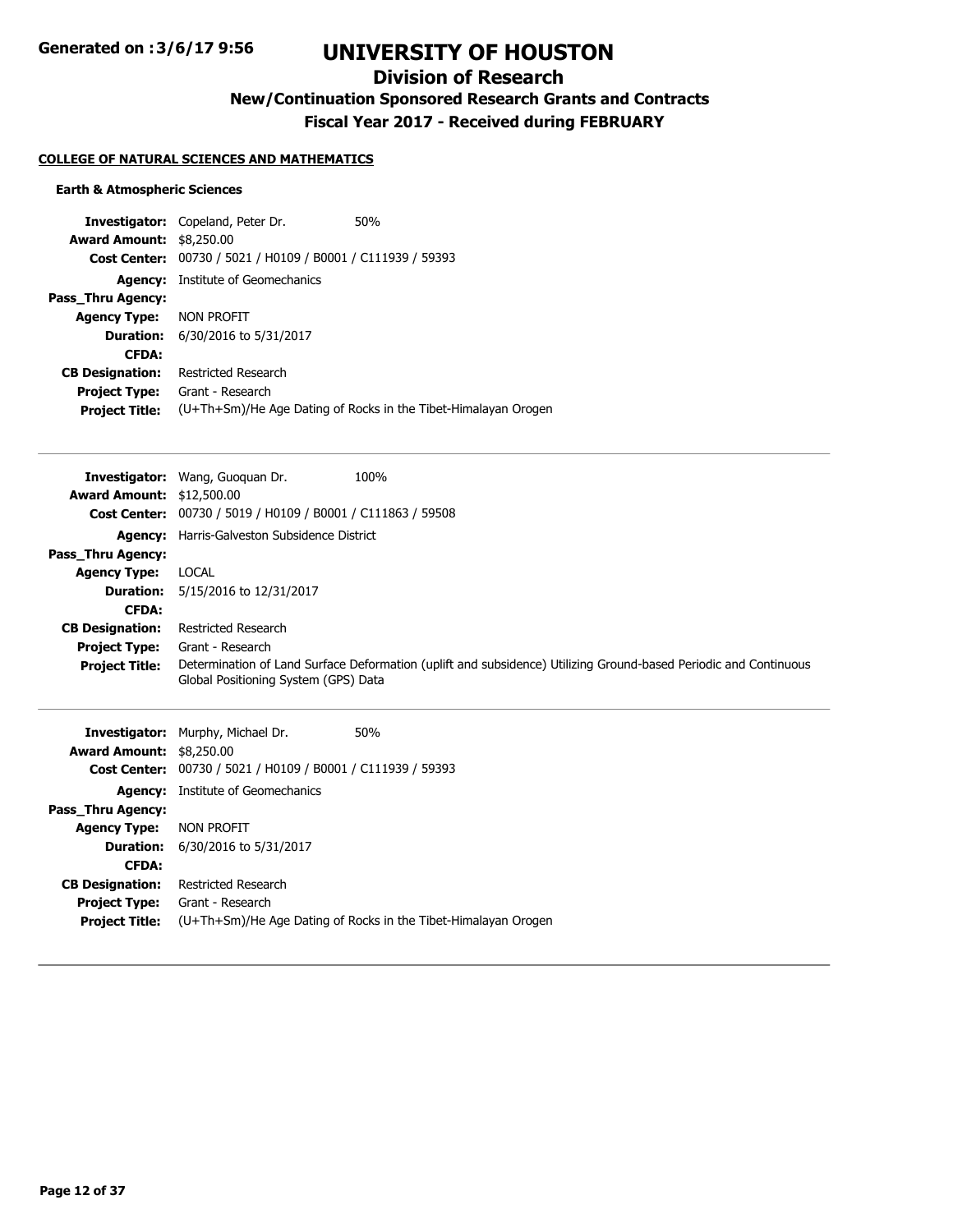# UNIVERSITY OF HOUSTON

## Division of Research

### New/Continuation Sponsored Research Grants and Contracts

### Fiscal Year 2017 - Received during FEBRUARY

**COLLEGE OF NATURAL SCIENCES AND MATHEMATICS**

**Earth & Atmospheric Sciences**

**Investigator:** Copeland, Peter Dr. 50%
**Award Amount:** $8,250.00
**Cost Center:** 00730 / 5021 / H0109 / B0001 / C111939 / 59393
**Agency:** Institute of Geomechanics
**Pass_Thru Agency:**
**Agency Type:** NON PROFIT
**Duration:** 6/30/2016 to 5/31/2017
**CFDA:**
**CB Designation:** Restricted Research
**Project Type:** Grant - Research
**Project Title:** (U+Th+Sm)/He Age Dating of Rocks in the Tibet-Himalayan Orogen

---

**Investigator:** Wang, Guoquan Dr. 100%
**Award Amount:** $12,500.00
**Cost Center:** 00730 / 5019 / H0109 / B0001 / C111863 / 59508
**Agency:** Harris-Galveston Subsidence District
**Pass_Thru Agency:**
**Agency Type:** LOCAL
**Duration:** 5/15/2016 to 12/31/2017
**CFDA:**
**CB Designation:** Restricted Research
**Project Type:** Grant - Research
**Project Title:** Determination of Land Surface Deformation (uplift and subsidence) Utilizing Ground-based Periodic and Continuous Global Positioning System (GPS) Data

---

**Investigator:** Murphy, Michael Dr. 50%
**Award Amount:** $8,250.00
**Cost Center:** 00730 / 5021 / H0109 / B0001 / C111939 / 59393
**Agency:** Institute of Geomechanics
**Pass_Thru Agency:**
**Agency Type:** NON PROFIT
**Duration:** 6/30/2016 to 5/31/2017
**CFDA:**
**CB Designation:** Restricted Research
**Project Type:** Grant - Research
**Project Title:** (U+Th+Sm)/He Age Dating of Rocks in the Tibet-Himalayan Orogen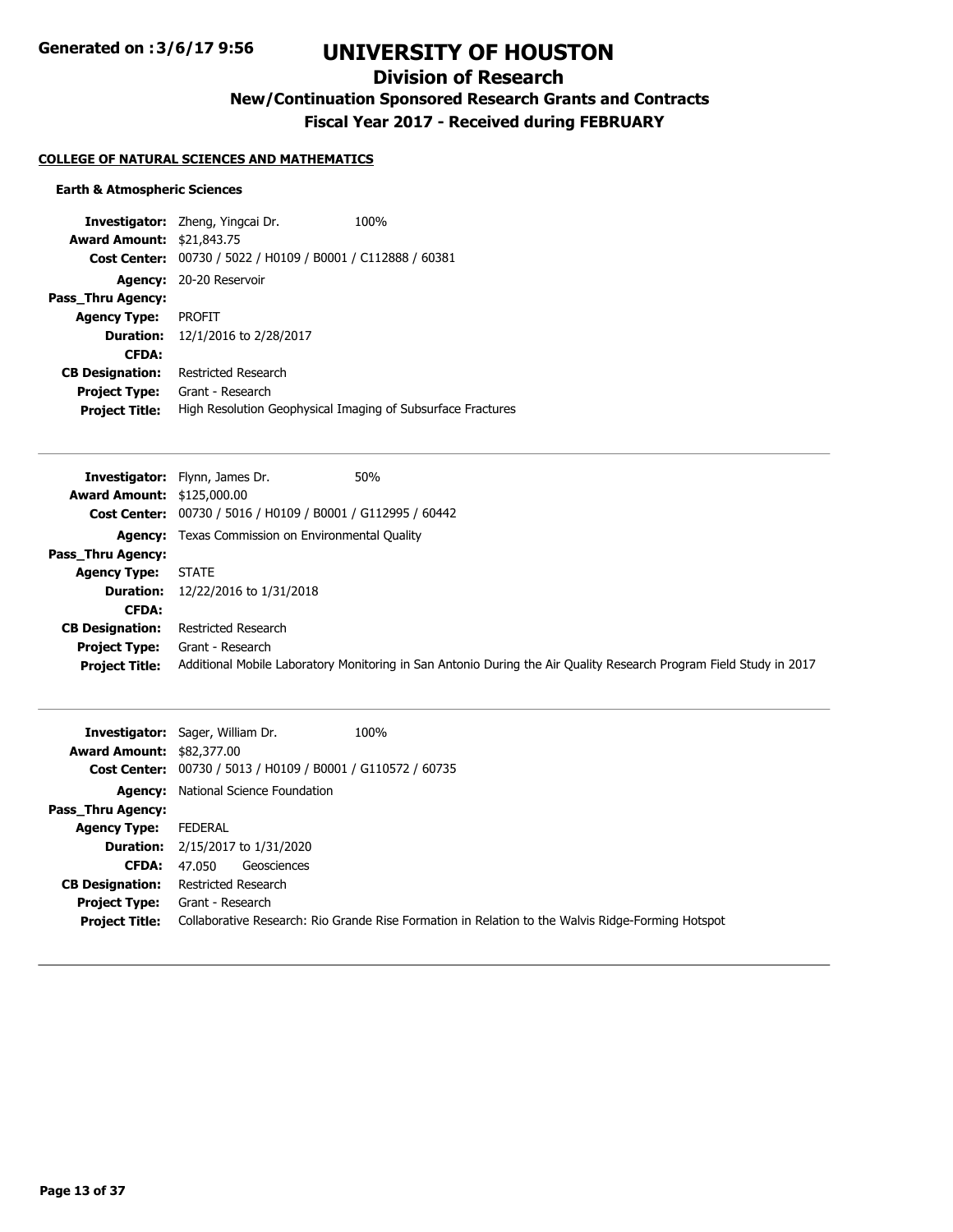# UNIVERSITY OF HOUSTON

## Division of Research

### New/Continuation Sponsored Research Grants and Contracts

### Fiscal Year 2017 - Received during FEBRUARY

**COLLEGE OF NATURAL SCIENCES AND MATHEMATICS**

**Earth & Atmospheric Sciences**

**Investigator:** Zheng, Yingcai Dr. 100%
**Award Amount:** $21,843.75
**Cost Center:** 00730 / 5022 / H0109 / B0001 / C112888 / 60381
**Agency:** 20-20 Reservoir
**Pass_Thru Agency:**
**Agency Type:** PROFIT
**Duration:** 12/1/2016 to 2/28/2017
**CFDA:**
**CB Designation:** Restricted Research
**Project Type:** Grant - Research
**Project Title:** High Resolution Geophysical Imaging of Subsurface Fractures

---

**Investigator:** Flynn, James Dr. 50%
**Award Amount:** $125,000.00
**Cost Center:** 00730 / 5016 / H0109 / B0001 / G112995 / 60442
**Agency:** Texas Commission on Environmental Quality
**Pass_Thru Agency:**
**Agency Type:** STATE
**Duration:** 12/22/2016 to 1/31/2018
**CFDA:**
**CB Designation:** Restricted Research
**Project Type:** Grant - Research
**Project Title:** Additional Mobile Laboratory Monitoring in San Antonio During the Air Quality Research Program Field Study in 2017

---

**Investigator:** Sager, William Dr. 100%
**Award Amount:** $82,377.00
**Cost Center:** 00730 / 5013 / H0109 / B0001 / G110572 / 60735
**Agency:** National Science Foundation
**Pass_Thru Agency:**
**Agency Type:** FEDERAL
**Duration:** 2/15/2017 to 1/31/2020
**CFDA:** 47.050 Geosciences
**CB Designation:** Restricted Research
**Project Type:** Grant - Research
**Project Title:** Collaborative Research: Rio Grande Rise Formation in Relation to the Walvis Ridge-Forming Hotspot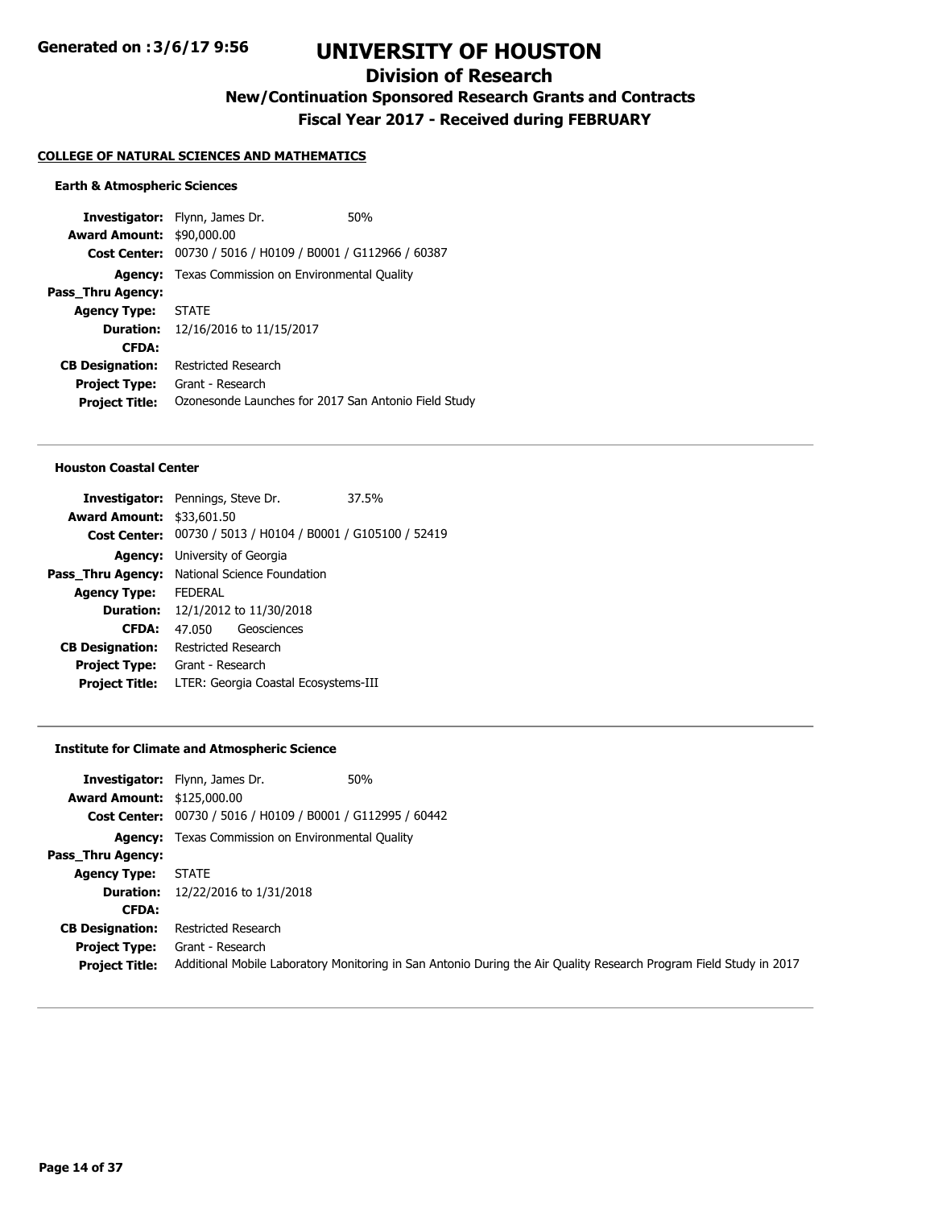# UNIVERSITY OF HOUSTON

## Division of Research

### New/Continuation Sponsored Research Grants and Contracts

### Fiscal Year 2017 - Received during FEBRUARY

**COLLEGE OF NATURAL SCIENCES AND MATHEMATICS**

#### Earth & Atmospheric Sciences

**Investigator:** Flynn, James Dr. 50%
**Award Amount:** $90,000.00
**Cost Center:** 00730 / 5016 / H0109 / B0001 / G112966 / 60387
**Agency:** Texas Commission on Environmental Quality
**Pass_Thru Agency:**
**Agency Type:** STATE
**Duration:** 12/16/2016 to 11/15/2017
**CFDA:**
**CB Designation:** Restricted Research
**Project Type:** Grant - Research
**Project Title:** Ozonesonde Launches for 2017 San Antonio Field Study

---

#### Houston Coastal Center

**Investigator:** Pennings, Steve Dr. 37.5%
**Award Amount:** $33,601.50
**Cost Center:** 00730 / 5013 / H0104 / B0001 / G105100 / 52419
**Agency:** University of Georgia
**Pass_Thru Agency:** National Science Foundation
**Agency Type:** FEDERAL
**Duration:** 12/1/2012 to 11/30/2018
**CFDA:** 47.050 Geosciences
**CB Designation:** Restricted Research
**Project Type:** Grant - Research
**Project Title:** LTER: Georgia Coastal Ecosystems-III

---

#### Institute for Climate and Atmospheric Science

**Investigator:** Flynn, James Dr. 50%
**Award Amount:** $125,000.00
**Cost Center:** 00730 / 5016 / H0109 / B0001 / G112995 / 60442
**Agency:** Texas Commission on Environmental Quality
**Pass_Thru Agency:**
**Agency Type:** STATE
**Duration:** 12/22/2016 to 1/31/2018
**CFDA:**
**CB Designation:** Restricted Research
**Project Type:** Grant - Research
**Project Title:** Additional Mobile Laboratory Monitoring in San Antonio During the Air Quality Research Program Field Study in 2017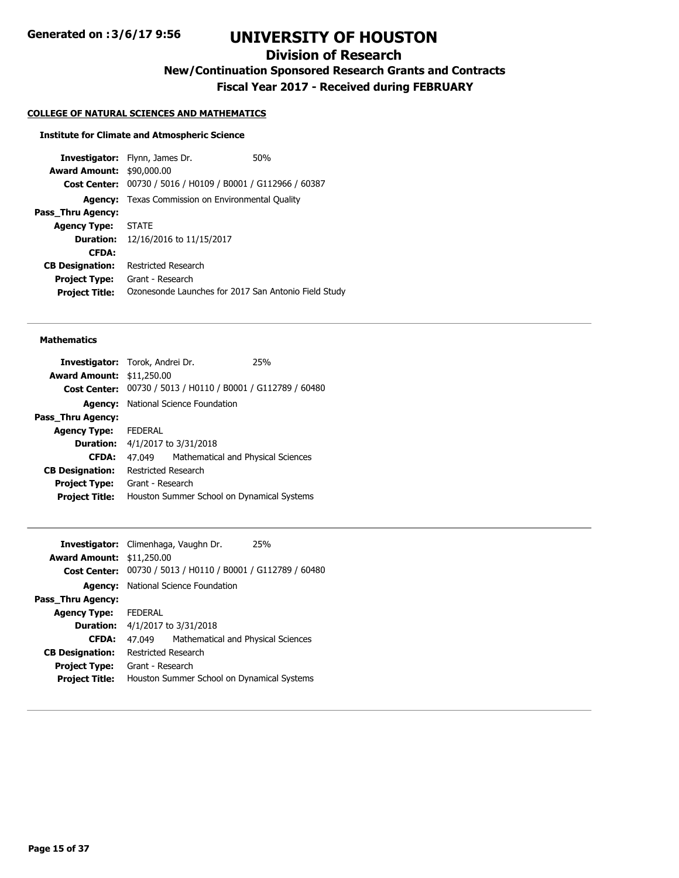# UNIVERSITY OF HOUSTON

## Division of Research

### New/Continuation Sponsored Research Grants and Contracts

### Fiscal Year 2017 - Received during FEBRUARY

**COLLEGE OF NATURAL SCIENCES AND MATHEMATICS**

**Institute for Climate and Atmospheric Science**

**Investigator:** Flynn, James Dr. 50%
**Award Amount:** $90,000.00
**Cost Center:** 00730 / 5016 / H0109 / B0001 / G112966 / 60387
**Agency:** Texas Commission on Environmental Quality
**Pass_Thru Agency:**
**Agency Type:** STATE
**Duration:** 12/16/2016 to 11/15/2017
**CFDA:**
**CB Designation:** Restricted Research
**Project Type:** Grant - Research
**Project Title:** Ozonesonde Launches for 2017 San Antonio Field Study

---

**Mathematics**

**Investigator:** Torok, Andrei Dr. 25%
**Award Amount:** $11,250.00
**Cost Center:** 00730 / 5013 / H0110 / B0001 / G112789 / 60480
**Agency:** National Science Foundation
**Pass_Thru Agency:**
**Agency Type:** FEDERAL
**Duration:** 4/1/2017 to 3/31/2018
**CFDA:** 47.049 Mathematical and Physical Sciences
**CB Designation:** Restricted Research
**Project Type:** Grant - Research
**Project Title:** Houston Summer School on Dynamical Systems

---

**Investigator:** Climenhaga, Vaughn Dr. 25%
**Award Amount:** $11,250.00
**Cost Center:** 00730 / 5013 / H0110 / B0001 / G112789 / 60480
**Agency:** National Science Foundation
**Pass_Thru Agency:**
**Agency Type:** FEDERAL
**Duration:** 4/1/2017 to 3/31/2018
**CFDA:** 47.049 Mathematical and Physical Sciences
**CB Designation:** Restricted Research
**Project Type:** Grant - Research
**Project Title:** Houston Summer School on Dynamical Systems

---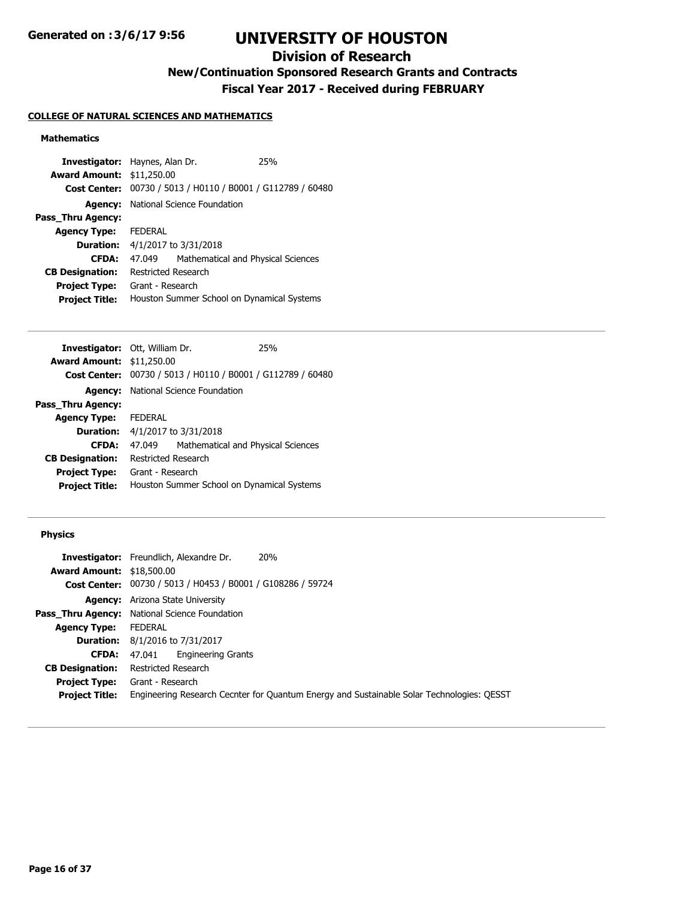# UNIVERSITY OF HOUSTON

## Division of Research

### New/Continuation Sponsored Research Grants and Contracts

### Fiscal Year 2017 - Received during FEBRUARY

Generated on :3/6/17 9:56

**COLLEGE OF NATURAL SCIENCES AND MATHEMATICS**

**Mathematics**

**Investigator:** Haynes, Alan Dr. 25%
**Award Amount:** $11,250.00
**Cost Center:** 00730 / 5013 / H0110 / B0001 / G112789 / 60480
**Agency:** National Science Foundation
**Pass_Thru Agency:**
**Agency Type:** FEDERAL
**Duration:** 4/1/2017 to 3/31/2018
**CFDA:** 47.049 Mathematical and Physical Sciences
**CB Designation:** Restricted Research
**Project Type:** Grant - Research
**Project Title:** Houston Summer School on Dynamical Systems

---

**Investigator:** Ott, William Dr. 25%
**Award Amount:** $11,250.00
**Cost Center:** 00730 / 5013 / H0110 / B0001 / G112789 / 60480
**Agency:** National Science Foundation
**Pass_Thru Agency:**
**Agency Type:** FEDERAL
**Duration:** 4/1/2017 to 3/31/2018
**CFDA:** 47.049 Mathematical and Physical Sciences
**CB Designation:** Restricted Research
**Project Type:** Grant - Research
**Project Title:** Houston Summer School on Dynamical Systems

---

**Physics**

**Investigator:** Freundlich, Alexandre Dr. 20%
**Award Amount:** $18,500.00
**Cost Center:** 00730 / 5013 / H0453 / B0001 / G108286 / 59724
**Agency:** Arizona State University
**Pass_Thru Agency:** National Science Foundation
**Agency Type:** FEDERAL
**Duration:** 8/1/2016 to 7/31/2017
**CFDA:** 47.041 Engineering Grants
**CB Designation:** Restricted Research
**Project Type:** Grant - Research
**Project Title:** Engineering Research Cecnter for Quantum Energy and Sustainable Solar Technologies: QESST

---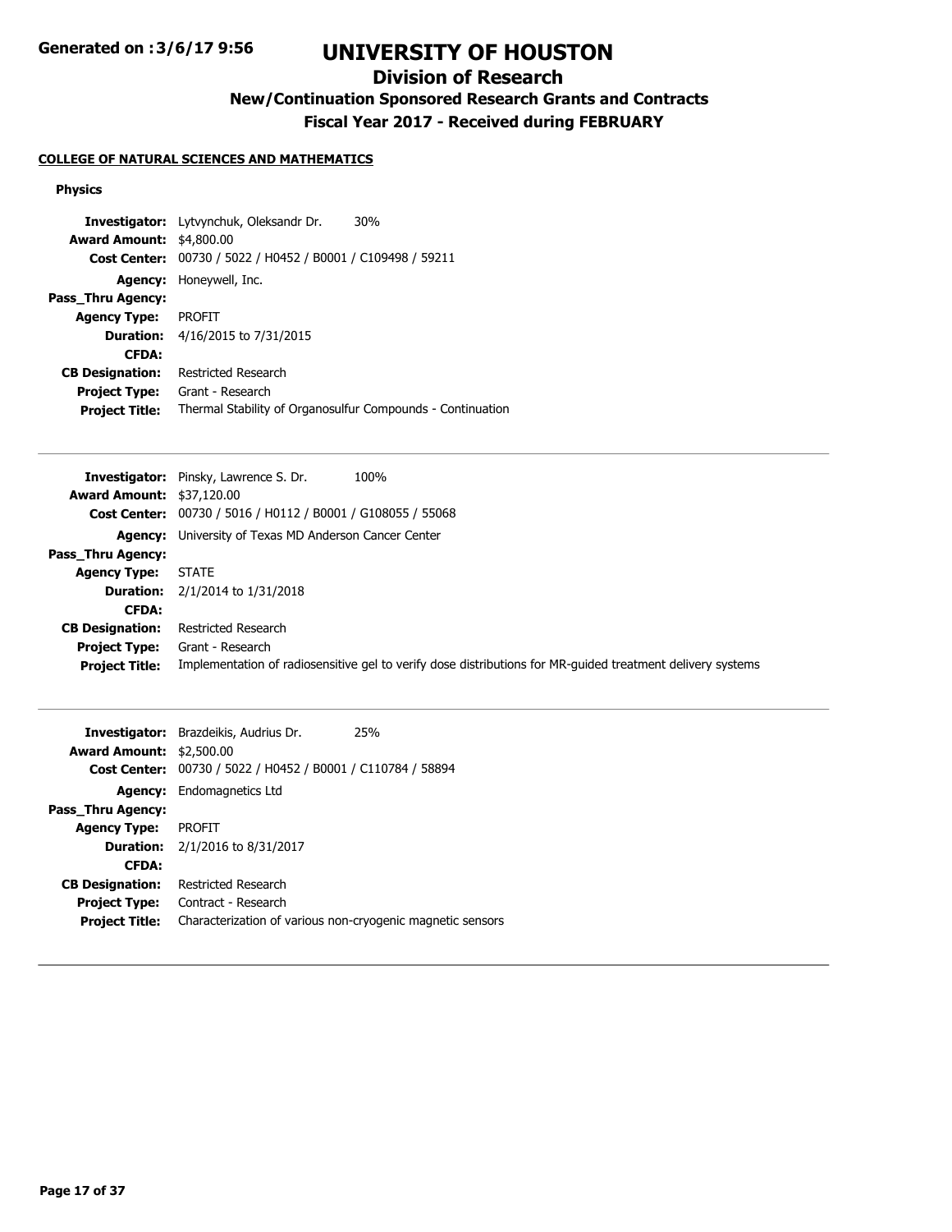# UNIVERSITY OF HOUSTON

## Division of Research

### New/Continuation Sponsored Research Grants and Contracts

### Fiscal Year 2017 - Received during FEBRUARY

**COLLEGE OF NATURAL SCIENCES AND MATHEMATICS**

**Physics**

**Investigator:** Lytvynchuk, Oleksandr Dr. 30%
**Award Amount:** $4,800.00
**Cost Center:** 00730 / 5022 / H0452 / B0001 / C109498 / 59211
**Agency:** Honeywell, Inc.
**Pass_Thru Agency:**
**Agency Type:** PROFIT
**Duration:** 4/16/2015 to 7/31/2015
**CFDA:**
**CB Designation:** Restricted Research
**Project Type:** Grant - Research
**Project Title:** Thermal Stability of Organosulfur Compounds - Continuation

---

**Investigator:** Pinsky, Lawrence S. Dr. 100%
**Award Amount:** $37,120.00
**Cost Center:** 00730 / 5016 / H0112 / B0001 / G108055 / 55068
**Agency:** University of Texas MD Anderson Cancer Center
**Pass_Thru Agency:**
**Agency Type:** STATE
**Duration:** 2/1/2014 to 1/31/2018
**CFDA:**
**CB Designation:** Restricted Research
**Project Type:** Grant - Research
**Project Title:** Implementation of radiosensitive gel to verify dose distributions for MR-guided treatment delivery systems

---

**Investigator:** Brazdeikis, Audrius Dr. 25%
**Award Amount:** $2,500.00
**Cost Center:** 00730 / 5022 / H0452 / B0001 / C110784 / 58894
**Agency:** Endomagnetics Ltd
**Pass_Thru Agency:**
**Agency Type:** PROFIT
**Duration:** 2/1/2016 to 8/31/2017
**CFDA:**
**CB Designation:** Restricted Research
**Project Type:** Contract - Research
**Project Title:** Characterization of various non-cryogenic magnetic sensors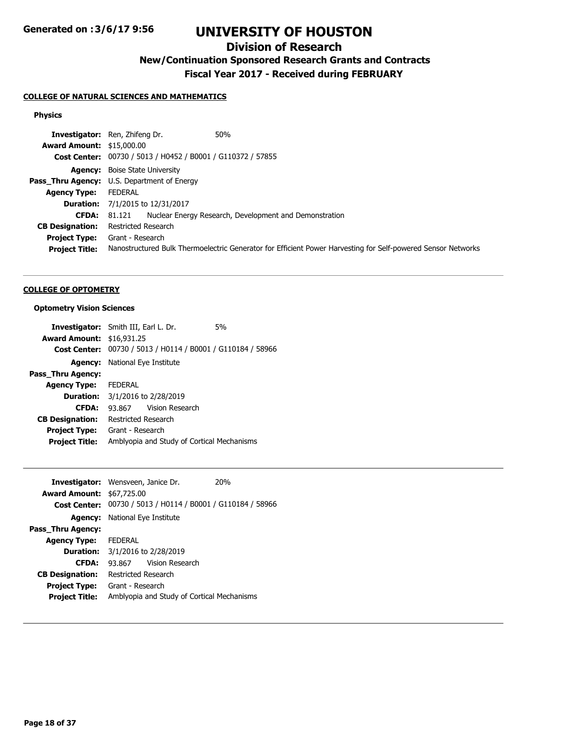# UNIVERSITY OF HOUSTON

## Division of Research

### New/Continuation Sponsored Research Grants and Contracts

### Fiscal Year 2017 - Received during FEBRUARY

**Generated on :3/6/17 9:56**

#### COLLEGE OF NATURAL SCIENCES AND MATHEMATICS

**Physics**

**Investigator:** Ren, Zhifeng Dr. 50%
**Award Amount:** $15,000.00
**Cost Center:** 00730 / 5013 / H0452 / B0001 / G110372 / 57855
**Agency:** Boise State University
**Pass_Thru Agency:** U.S. Department of Energy
**Agency Type:** FEDERAL
**Duration:** 7/1/2015 to 12/31/2017
**CFDA:** 81.121 Nuclear Energy Research, Development and Demonstration
**CB Designation:** Restricted Research
**Project Type:** Grant - Research
**Project Title:** Nanostructured Bulk Thermoelectric Generator for Efficient Power Harvesting for Self-powered Sensor Networks

---

#### COLLEGE OF OPTOMETRY

**Optometry Vision Sciences**

**Investigator:** Smith III, Earl L. Dr. 5%
**Award Amount:** $16,931.25
**Cost Center:** 00730 / 5013 / H0114 / B0001 / G110184 / 58966
**Agency:** National Eye Institute
**Pass_Thru Agency:**
**Agency Type:** FEDERAL
**Duration:** 3/1/2016 to 2/28/2019
**CFDA:** 93.867 Vision Research
**CB Designation:** Restricted Research
**Project Type:** Grant - Research
**Project Title:** Amblyopia and Study of Cortical Mechanisms

---

**Investigator:** Wensveen, Janice Dr. 20%
**Award Amount:** $67,725.00
**Cost Center:** 00730 / 5013 / H0114 / B0001 / G110184 / 58966
**Agency:** National Eye Institute
**Pass_Thru Agency:**
**Agency Type:** FEDERAL
**Duration:** 3/1/2016 to 2/28/2019
**CFDA:** 93.867 Vision Research
**CB Designation:** Restricted Research
**Project Type:** Grant - Research
**Project Title:** Amblyopia and Study of Cortical Mechanisms

---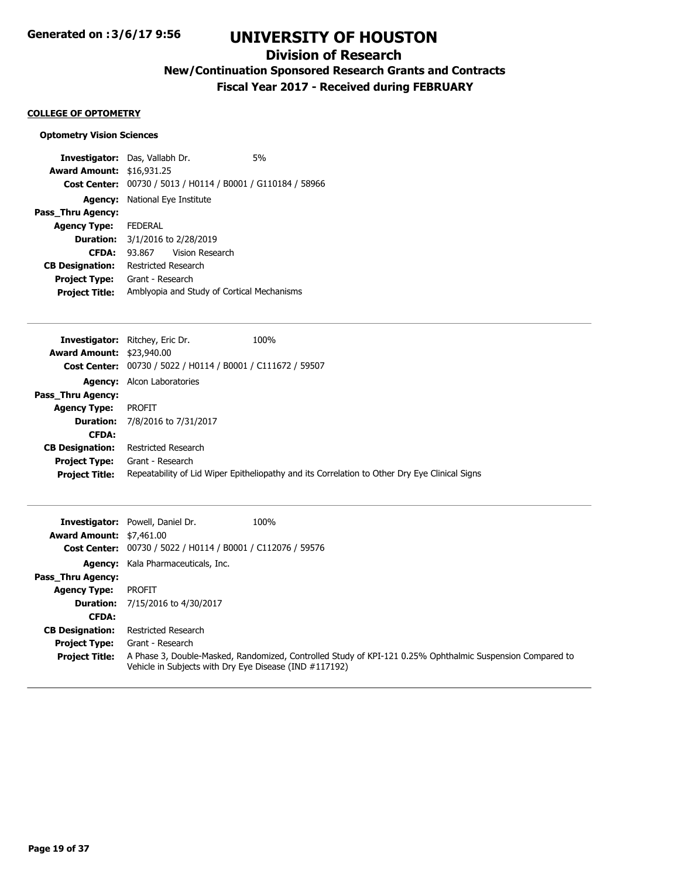# UNIVERSITY OF HOUSTON

## Division of Research

### New/Continuation Sponsored Research Grants and Contracts

### Fiscal Year 2017 - Received during FEBRUARY

**COLLEGE OF OPTOMETRY**

**Optometry Vision Sciences**

**Investigator:** Das, Vallabh Dr. 5%
**Award Amount:** $16,931.25
**Cost Center:** 00730 / 5013 / H0114 / B0001 / G110184 / 58966
**Agency:** National Eye Institute
**Pass_Thru Agency:**
**Agency Type:** FEDERAL
**Duration:** 3/1/2016 to 2/28/2019
**CFDA:** 93.867 Vision Research
**CB Designation:** Restricted Research
**Project Type:** Grant - Research
**Project Title:** Amblyopia and Study of Cortical Mechanisms

---

**Investigator:** Ritchey, Eric Dr. 100%
**Award Amount:** $23,940.00
**Cost Center:** 00730 / 5022 / H0114 / B0001 / C111672 / 59507
**Agency:** Alcon Laboratories
**Pass_Thru Agency:**
**Agency Type:** PROFIT
**Duration:** 7/8/2016 to 7/31/2017
**CFDA:**
**CB Designation:** Restricted Research
**Project Type:** Grant - Research
**Project Title:** Repeatability of Lid Wiper Epitheliopathy and its Correlation to Other Dry Eye Clinical Signs

---

**Investigator:** Powell, Daniel Dr. 100%
**Award Amount:** $7,461.00
**Cost Center:** 00730 / 5022 / H0114 / B0001 / C112076 / 59576
**Agency:** Kala Pharmaceuticals, Inc.
**Pass_Thru Agency:**
**Agency Type:** PROFIT
**Duration:** 7/15/2016 to 4/30/2017
**CFDA:**
**CB Designation:** Restricted Research
**Project Type:** Grant - Research
**Project Title:** A Phase 3, Double-Masked, Randomized, Controlled Study of KPI-121 0.25% Ophthalmic Suspension Compared to Vehicle in Subjects with Dry Eye Disease (IND #117192)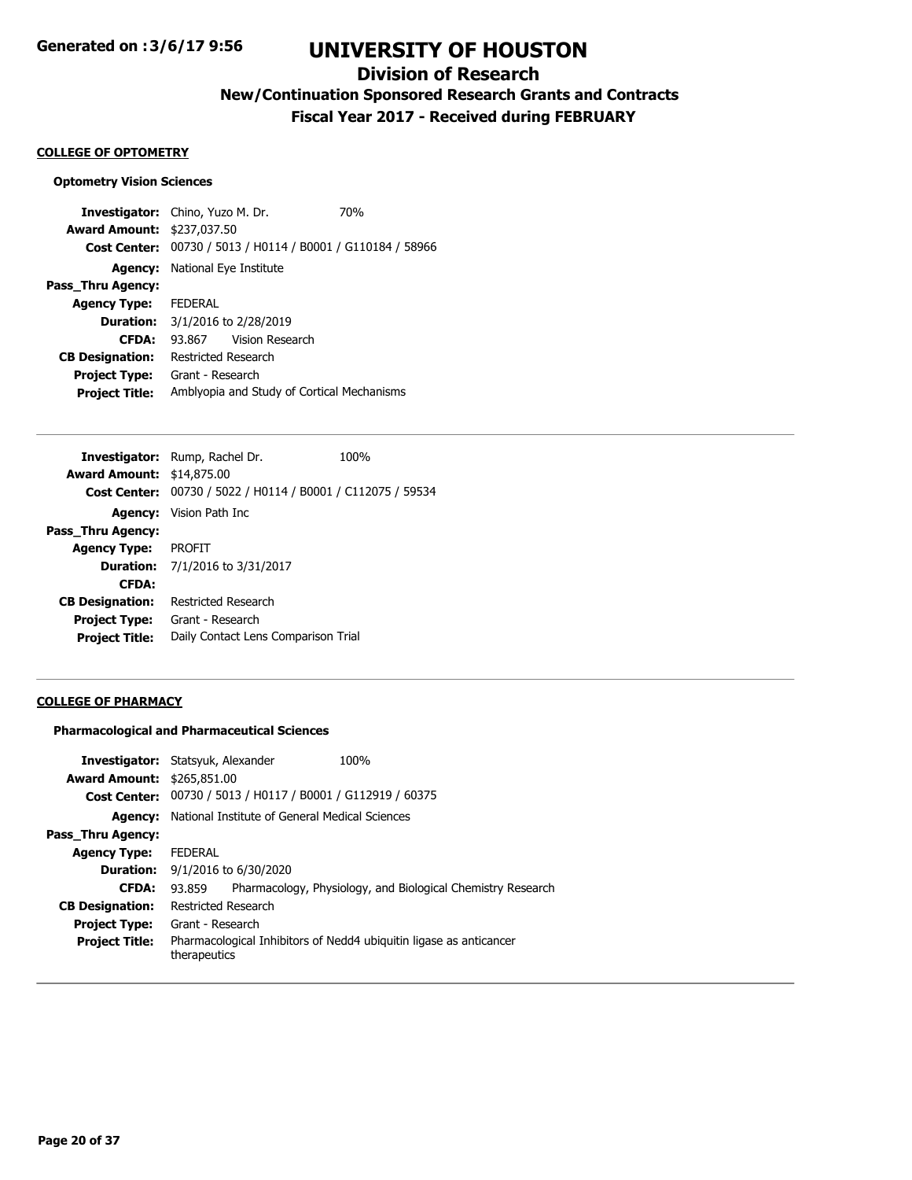## COLLEGE OF OPTOMETRY

### Optometry Vision Sciences

**Investigator:** Chino, Yuzo M. Dr. 70%
**Award Amount:** $237,037.50
**Cost Center:** 00730 / 5013 / H0114 / B0001 / G110184 / 58966
**Agency:** National Eye Institute
**Pass_Thru Agency:**
**Agency Type:** FEDERAL
**Duration:** 3/1/2016 to 2/28/2019
**CFDA:** 93.867 Vision Research
**CB Designation:** Restricted Research
**Project Type:** Grant - Research
**Project Title:** Amblyopia and Study of Cortical Mechanisms

---

**Investigator:** Rump, Rachel Dr. 100%
**Award Amount:** $14,875.00
**Cost Center:** 00730 / 5022 / H0114 / B0001 / C112075 / 59534
**Agency:** Vision Path Inc
**Pass_Thru Agency:**
**Agency Type:** PROFIT
**Duration:** 7/1/2016 to 3/31/2017
**CFDA:**
**CB Designation:** Restricted Research
**Project Type:** Grant - Research
**Project Title:** Daily Contact Lens Comparison Trial

---

## COLLEGE OF PHARMACY

### Pharmacological and Pharmaceutical Sciences

**Investigator:** Statsyuk, Alexander 100%
**Award Amount:** $265,851.00
**Cost Center:** 00730 / 5013 / H0117 / B0001 / G112919 / 60375
**Agency:** National Institute of General Medical Sciences
**Pass_Thru Agency:**
**Agency Type:** FEDERAL
**Duration:** 9/1/2016 to 6/30/2020
**CFDA:** 93.859 Pharmacology, Physiology, and Biological Chemistry Research
**CB Designation:** Restricted Research
**Project Type:** Grant - Research
**Project Title:** Pharmacological Inhibitors of Nedd4 ubiquitin ligase as anticancer therapeutics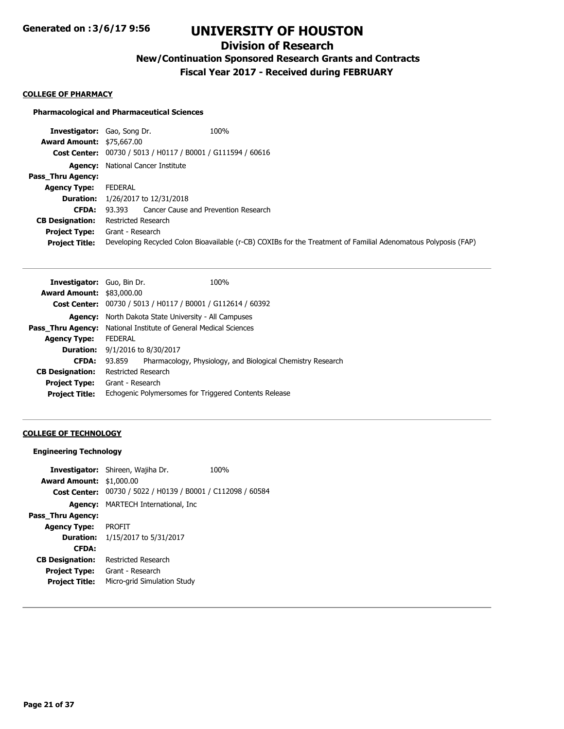## COLLEGE OF PHARMACY

### Pharmacological and Pharmaceutical Sciences

**Investigator:** Gao, Song Dr. 100%
**Award Amount:** $75,667.00
**Cost Center:** 00730 / 5013 / H0117 / B0001 / G111594 / 60616
**Agency:** National Cancer Institute
**Pass_Thru Agency:**
**Agency Type:** FEDERAL
**Duration:** 1/26/2017 to 12/31/2018
**CFDA:** 93.393 Cancer Cause and Prevention Research
**CB Designation:** Restricted Research
**Project Type:** Grant - Research
**Project Title:** Developing Recycled Colon Bioavailable (r-CB) COXIBs for the Treatment of Familial Adenomatous Polyposis (FAP)

---

**Investigator:** Guo, Bin Dr. 100%
**Award Amount:** $83,000.00
**Cost Center:** 00730 / 5013 / H0117 / B0001 / G112614 / 60392
**Agency:** North Dakota State University - All Campuses
**Pass_Thru Agency:** National Institute of General Medical Sciences
**Agency Type:** FEDERAL
**Duration:** 9/1/2016 to 8/30/2017
**CFDA:** 93.859 Pharmacology, Physiology, and Biological Chemistry Research
**CB Designation:** Restricted Research
**Project Type:** Grant - Research
**Project Title:** Echogenic Polymersomes for Triggered Contents Release

---

## COLLEGE OF TECHNOLOGY

### Engineering Technology

**Investigator:** Shireen, Wajiha Dr. 100%
**Award Amount:** $1,000.00
**Cost Center:** 00730 / 5022 / H0139 / B0001 / C112098 / 60584
**Agency:** MARTECH International, Inc
**Pass_Thru Agency:**
**Agency Type:** PROFIT
**Duration:** 1/15/2017 to 5/31/2017
**CFDA:**
**CB Designation:** Restricted Research
**Project Type:** Grant - Research
**Project Title:** Micro-grid Simulation Study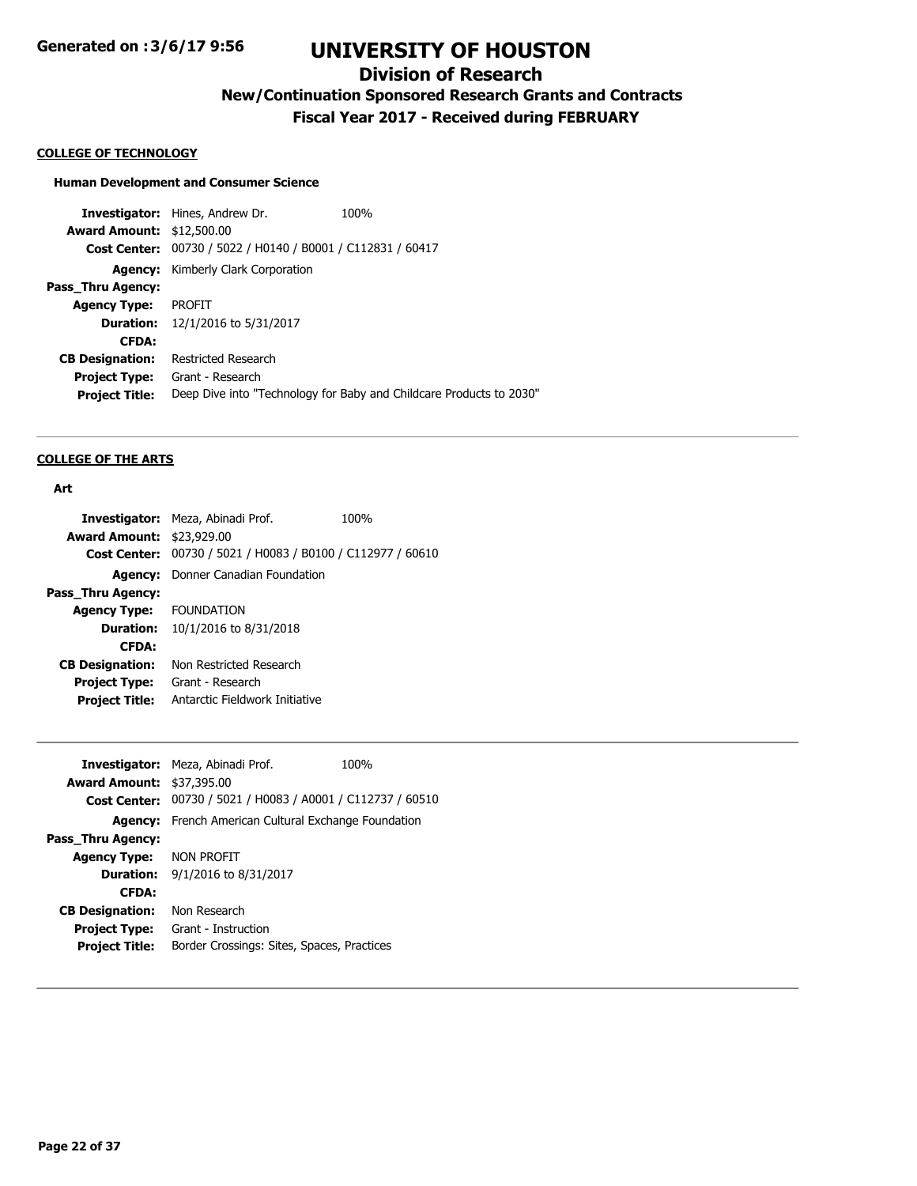#### COLLEGE OF TECHNOLOGY

**Human Development and Consumer Science**

**Investigator:** Hines, Andrew Dr. 100%
**Award Amount:** $12,500.00
**Cost Center:** 00730 / 5022 / H0140 / B0001 / C112831 / 60417
**Agency:** Kimberly Clark Corporation
**Pass_Thru Agency:**
**Agency Type:** PROFIT
**Duration:** 12/1/2016 to 5/31/2017
**CFDA:**
**CB Designation:** Restricted Research
**Project Type:** Grant - Research
**Project Title:** Deep Dive into "Technology for Baby and Childcare Products to 2030"

---

#### COLLEGE OF THE ARTS

**Art**

**Investigator:** Meza, Abinadi Prof. 100%
**Award Amount:** $23,929.00
**Cost Center:** 00730 / 5021 / H0083 / B0100 / C112977 / 60610
**Agency:** Donner Canadian Foundation
**Pass_Thru Agency:**
**Agency Type:** FOUNDATION
**Duration:** 10/1/2016 to 8/31/2018
**CFDA:**
**CB Designation:** Non Restricted Research
**Project Type:** Grant - Research
**Project Title:** Antarctic Fieldwork Initiative

---

**Investigator:** Meza, Abinadi Prof. 100%
**Award Amount:** $37,395.00
**Cost Center:** 00730 / 5021 / H0083 / A0001 / C112737 / 60510
**Agency:** French American Cultural Exchange Foundation
**Pass_Thru Agency:**
**Agency Type:** NON PROFIT
**Duration:** 9/1/2016 to 8/31/2017
**CFDA:**
**CB Designation:** Non Research
**Project Type:** Grant - Instruction
**Project Title:** Border Crossings: Sites, Spaces, Practices

---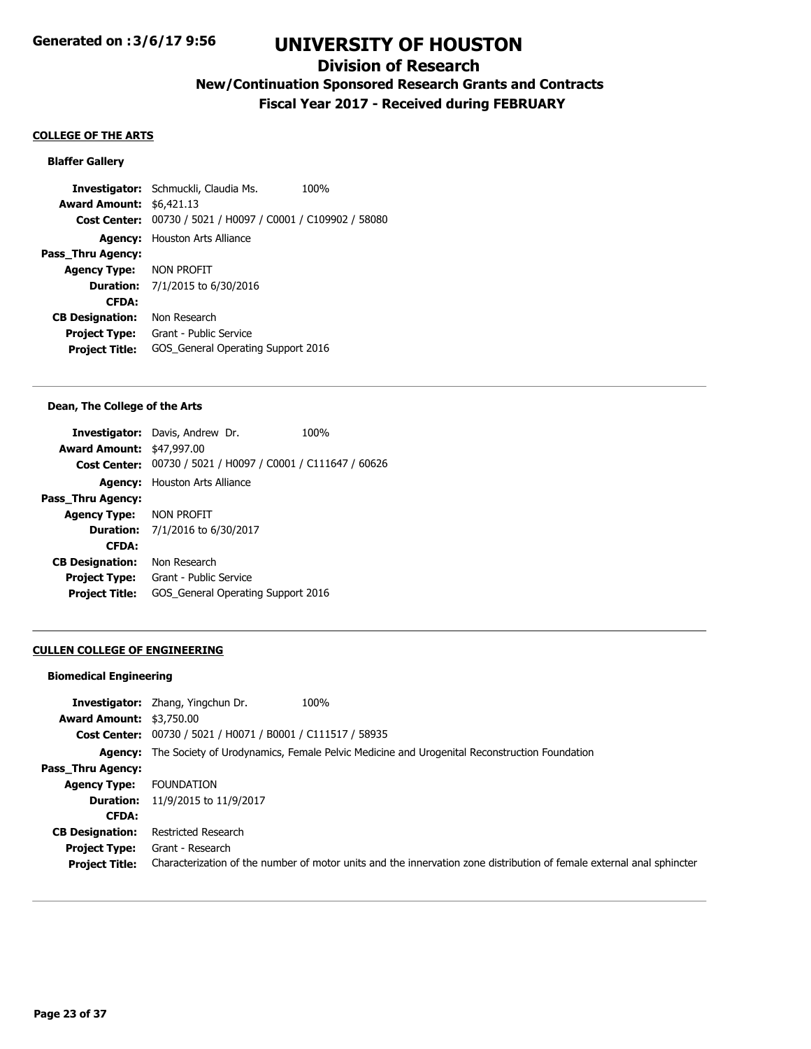# UNIVERSITY OF HOUSTON

## Division of Research

## New/Continuation Sponsored Research Grants and Contracts

## Fiscal Year 2017 - Received during FEBRUARY

Generated on :3/6/17 9:56

### COLLEGE OF THE ARTS

#### Blaffer Gallery

**Investigator:** Schmuckli, Claudia Ms. 100%
**Award Amount:** $6,421.13
**Cost Center:** 00730 / 5021 / H0097 / C0001 / C109902 / 58080
**Agency:** Houston Arts Alliance
**Pass_Thru Agency:**
**Agency Type:** NON PROFIT
**Duration:** 7/1/2015 to 6/30/2016
**CFDA:**
**CB Designation:** Non Research
**Project Type:** Grant - Public Service
**Project Title:** GOS_General Operating Support 2016

#### Dean, The College of the Arts

**Investigator:** Davis, Andrew Dr. 100%
**Award Amount:** $47,997.00
**Cost Center:** 00730 / 5021 / H0097 / C0001 / C111647 / 60626
**Agency:** Houston Arts Alliance
**Pass_Thru Agency:**
**Agency Type:** NON PROFIT
**Duration:** 7/1/2016 to 6/30/2017
**CFDA:**
**CB Designation:** Non Research
**Project Type:** Grant - Public Service
**Project Title:** GOS_General Operating Support 2016

### CULLEN COLLEGE OF ENGINEERING

#### Biomedical Engineering

**Investigator:** Zhang, Yingchun Dr. 100%
**Award Amount:** $3,750.00
**Cost Center:** 00730 / 5021 / H0071 / B0001 / C111517 / 58935
**Agency:** The Society of Urodynamics, Female Pelvic Medicine and Urogenital Reconstruction Foundation
**Pass_Thru Agency:**
**Agency Type:** FOUNDATION
**Duration:** 11/9/2015 to 11/9/2017
**CFDA:**
**CB Designation:** Restricted Research
**Project Type:** Grant - Research
**Project Title:** Characterization of the number of motor units and the innervation zone distribution of female external anal sphincter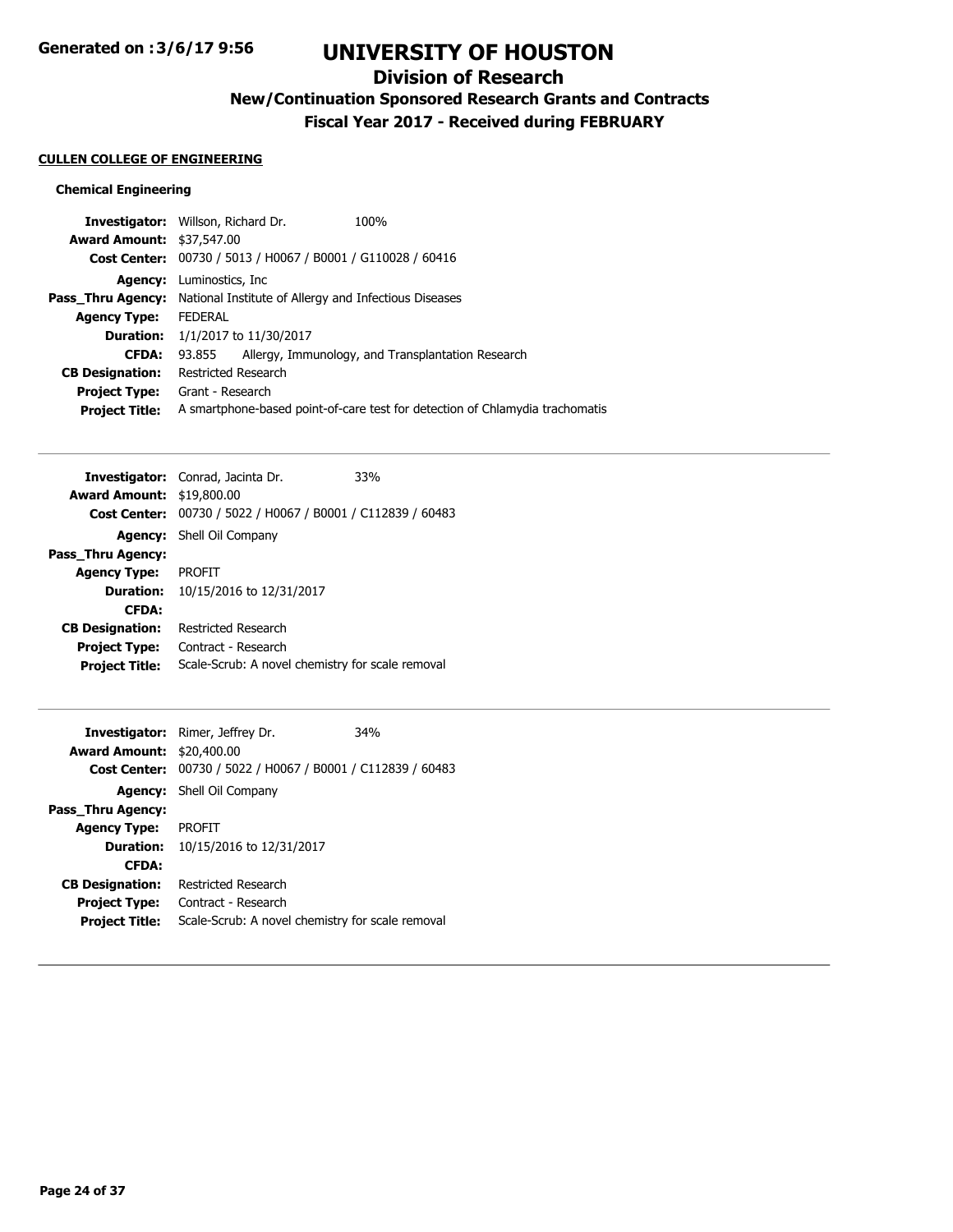# UNIVERSITY OF HOUSTON

## Division of Research

### New/Continuation Sponsored Research Grants and Contracts

### Fiscal Year 2017 - Received during FEBRUARY

Generated on :3/6/17 9:56

**CULLEN COLLEGE OF ENGINEERING**

**Chemical Engineering**

**Investigator:** Willson, Richard Dr. 100%
**Award Amount:** $37,547.00
**Cost Center:** 00730 / 5013 / H0067 / B0001 / G110028 / 60416
**Agency:** Luminostics, Inc
**Pass_Thru Agency:** National Institute of Allergy and Infectious Diseases
**Agency Type:** FEDERAL
**Duration:** 1/1/2017 to 11/30/2017
**CFDA:** 93.855 Allergy, Immunology, and Transplantation Research
**CB Designation:** Restricted Research
**Project Type:** Grant - Research
**Project Title:** A smartphone-based point-of-care test for detection of Chlamydia trachomatis

---

**Investigator:** Conrad, Jacinta Dr. 33%
**Award Amount:** $19,800.00
**Cost Center:** 00730 / 5022 / H0067 / B0001 / C112839 / 60483
**Agency:** Shell Oil Company
**Pass_Thru Agency:**
**Agency Type:** PROFIT
**Duration:** 10/15/2016 to 12/31/2017
**CFDA:**
**CB Designation:** Restricted Research
**Project Type:** Contract - Research
**Project Title:** Scale-Scrub: A novel chemistry for scale removal

---

**Investigator:** Rimer, Jeffrey Dr. 34%
**Award Amount:** $20,400.00
**Cost Center:** 00730 / 5022 / H0067 / B0001 / C112839 / 60483
**Agency:** Shell Oil Company
**Pass_Thru Agency:**
**Agency Type:** PROFIT
**Duration:** 10/15/2016 to 12/31/2017
**CFDA:**
**CB Designation:** Restricted Research
**Project Type:** Contract - Research
**Project Title:** Scale-Scrub: A novel chemistry for scale removal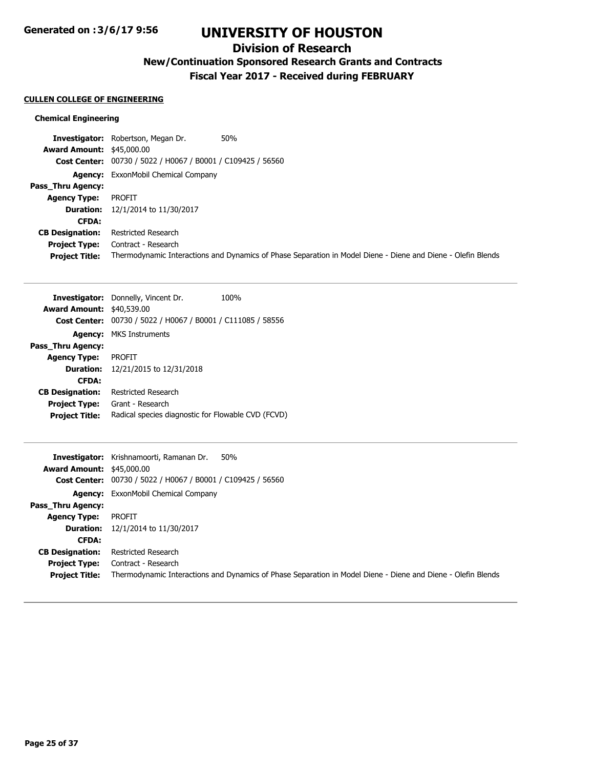## CULLEN COLLEGE OF ENGINEERING

### Chemical Engineering

**Investigator:** Robertson, Megan Dr. 50%
**Award Amount:** $45,000.00
**Cost Center:** 00730 / 5022 / H0067 / B0001 / C109425 / 56560
**Agency:** ExxonMobil Chemical Company
**Pass_Thru Agency:**
**Agency Type:** PROFIT
**Duration:** 12/1/2014 to 11/30/2017
**CFDA:**
**CB Designation:** Restricted Research
**Project Type:** Contract - Research
**Project Title:** Thermodynamic Interactions and Dynamics of Phase Separation in Model Diene - Diene and Diene - Olefin Blends

---

**Investigator:** Donnelly, Vincent Dr. 100%
**Award Amount:** $40,539.00
**Cost Center:** 00730 / 5022 / H0067 / B0001 / C111085 / 58556
**Agency:** MKS Instruments
**Pass_Thru Agency:**
**Agency Type:** PROFIT
**Duration:** 12/21/2015 to 12/31/2018
**CFDA:**
**CB Designation:** Restricted Research
**Project Type:** Grant - Research
**Project Title:** Radical species diagnostic for Flowable CVD (FCVD)

---

**Investigator:** Krishnamoorti, Ramanan Dr. 50%
**Award Amount:** $45,000.00
**Cost Center:** 00730 / 5022 / H0067 / B0001 / C109425 / 56560
**Agency:** ExxonMobil Chemical Company
**Pass_Thru Agency:**
**Agency Type:** PROFIT
**Duration:** 12/1/2014 to 11/30/2017
**CFDA:**
**CB Designation:** Restricted Research
**Project Type:** Contract - Research
**Project Title:** Thermodynamic Interactions and Dynamics of Phase Separation in Model Diene - Diene and Diene - Olefin Blends

---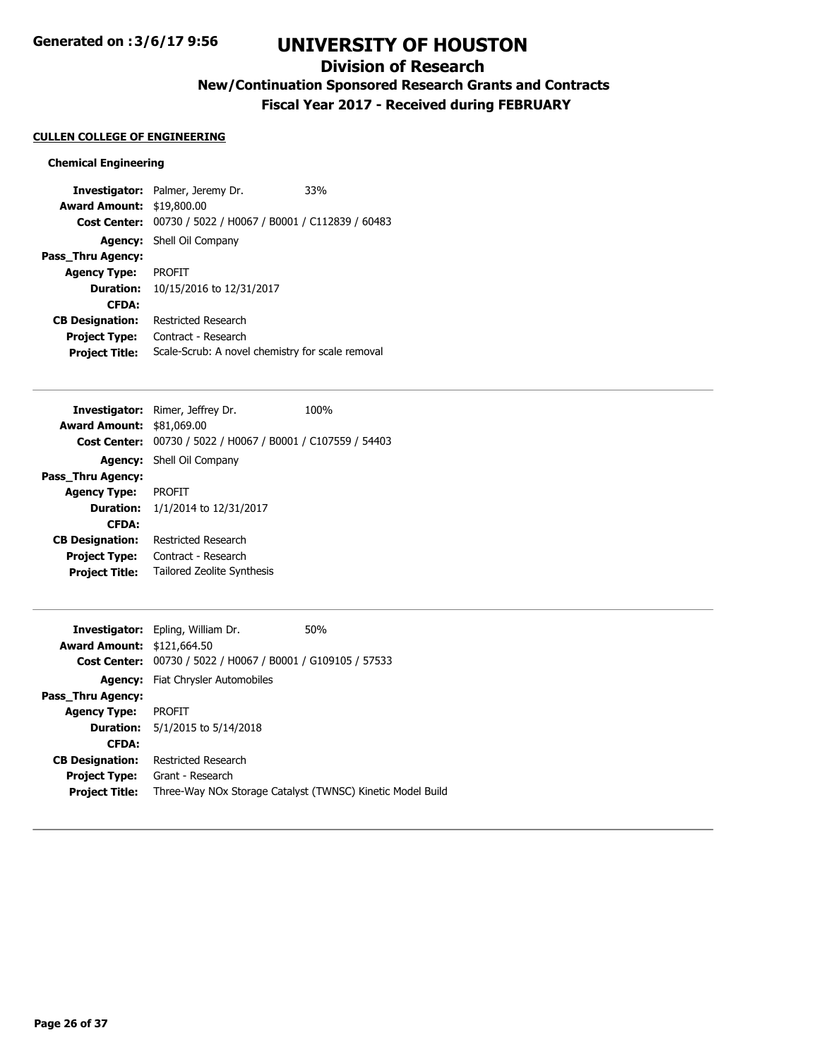# UNIVERSITY OF HOUSTON

## Division of Research

### New/Continuation Sponsored Research Grants and Contracts

### Fiscal Year 2017 - Received during FEBRUARY

**CULLEN COLLEGE OF ENGINEERING**

**Chemical Engineering**

**Investigator:** Palmer, Jeremy Dr. 33%
**Award Amount:** $19,800.00
**Cost Center:** 00730 / 5022 / H0067 / B0001 / C112839 / 60483
**Agency:** Shell Oil Company
**Pass_Thru Agency:**
**Agency Type:** PROFIT
**Duration:** 10/15/2016 to 12/31/2017
**CFDA:**
**CB Designation:** Restricted Research
**Project Type:** Contract - Research
**Project Title:** Scale-Scrub: A novel chemistry for scale removal

---

**Investigator:** Rimer, Jeffrey Dr. 100%
**Award Amount:** $81,069.00
**Cost Center:** 00730 / 5022 / H0067 / B0001 / C107559 / 54403
**Agency:** Shell Oil Company
**Pass_Thru Agency:**
**Agency Type:** PROFIT
**Duration:** 1/1/2014 to 12/31/2017
**CFDA:**
**CB Designation:** Restricted Research
**Project Type:** Contract - Research
**Project Title:** Tailored Zeolite Synthesis

---

**Investigator:** Epling, William Dr. 50%
**Award Amount:** $121,664.50
**Cost Center:** 00730 / 5022 / H0067 / B0001 / G109105 / 57533
**Agency:** Fiat Chrysler Automobiles
**Pass_Thru Agency:**
**Agency Type:** PROFIT
**Duration:** 5/1/2015 to 5/14/2018
**CFDA:**
**CB Designation:** Restricted Research
**Project Type:** Grant - Research
**Project Title:** Three-Way NOx Storage Catalyst (TWNSC) Kinetic Model Build

---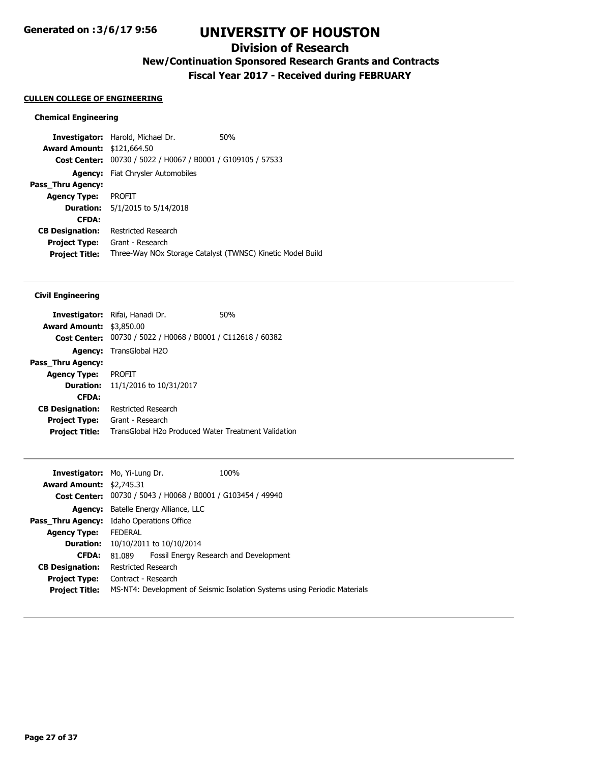# UNIVERSITY OF HOUSTON

## Division of Research

### New/Continuation Sponsored Research Grants and Contracts

### Fiscal Year 2017 - Received during FEBRUARY

**CULLEN COLLEGE OF ENGINEERING**

#### Chemical Engineering

**Investigator:** Harold, Michael Dr. 50%
**Award Amount:** \$121,664.50
**Cost Center:** 00730 / 5022 / H0067 / B0001 / G109105 / 57533
**Agency:** Fiat Chrysler Automobiles
**Pass_Thru Agency:**
**Agency Type:** PROFIT
**Duration:** 5/1/2015 to 5/14/2018
**CFDA:**
**CB Designation:** Restricted Research
**Project Type:** Grant - Research
**Project Title:** Three-Way NOx Storage Catalyst (TWNSC) Kinetic Model Build

---

#### Civil Engineering

**Investigator:** Rifai, Hanadi Dr. 50%
**Award Amount:** \$3,850.00
**Cost Center:** 00730 / 5022 / H0068 / B0001 / C112618 / 60382
**Agency:** TransGlobal H2O
**Pass_Thru Agency:**
**Agency Type:** PROFIT
**Duration:** 11/1/2016 to 10/31/2017
**CFDA:**
**CB Designation:** Restricted Research
**Project Type:** Grant - Research
**Project Title:** TransGlobal H2o Produced Water Treatment Validation

---

**Investigator:** Mo, Yi-Lung Dr. 100%
**Award Amount:** \$2,745.31
**Cost Center:** 00730 / 5043 / H0068 / B0001 / G103454 / 49940
**Agency:** Batelle Energy Alliance, LLC
**Pass_Thru Agency:** Idaho Operations Office
**Agency Type:** FEDERAL
**Duration:** 10/10/2011 to 10/10/2014
**CFDA:** 81.089 Fossil Energy Research and Development
**CB Designation:** Restricted Research
**Project Type:** Contract - Research
**Project Title:** MS-NT4: Development of Seismic Isolation Systems using Periodic Materials

---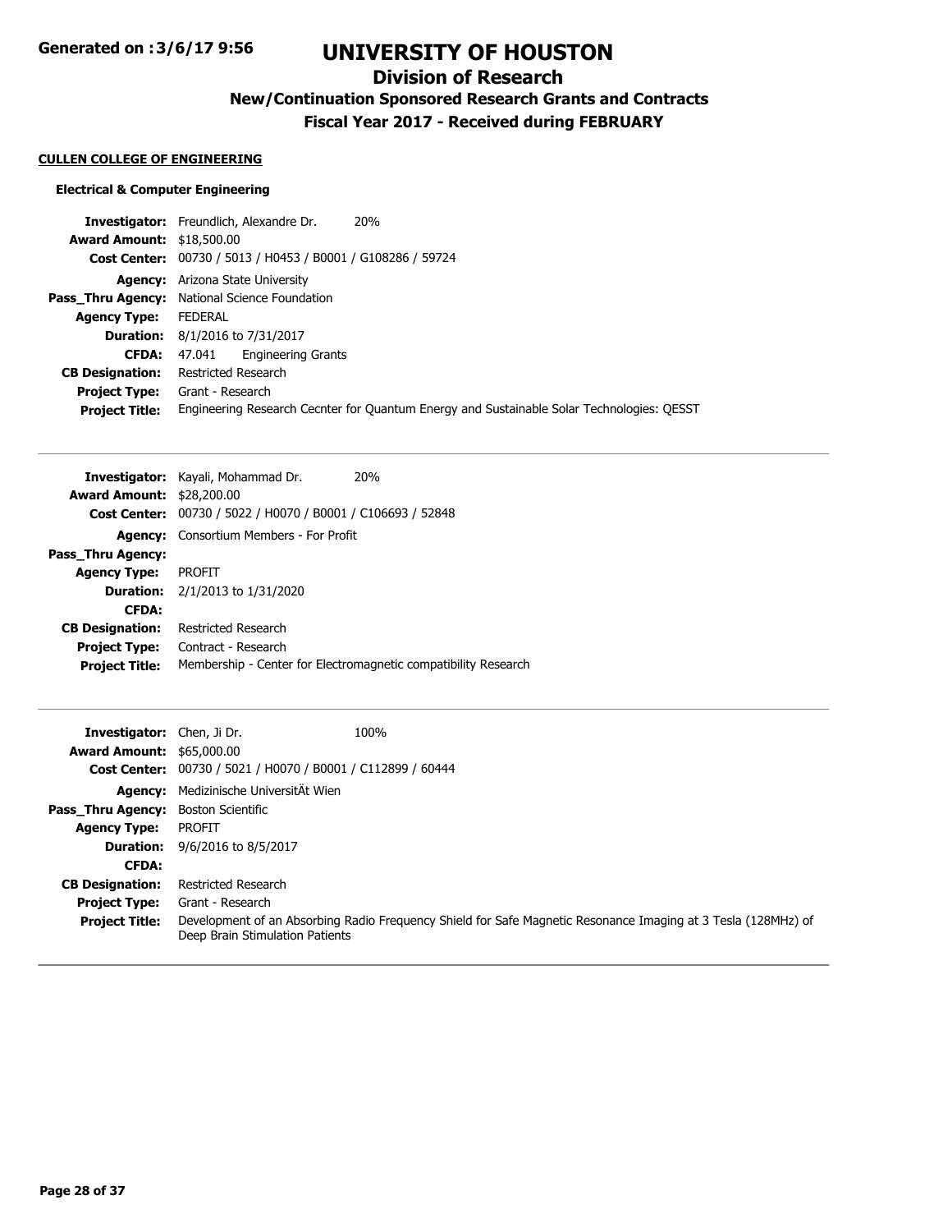## CULLEN COLLEGE OF ENGINEERING

### Electrical & Computer Engineering

**Investigator:** Freundlich, Alexandre Dr. 20%
**Award Amount:** $18,500.00
**Cost Center:** 00730 / 5013 / H0453 / B0001 / G108286 / 59724
**Agency:** Arizona State University
**Pass_Thru Agency:** National Science Foundation
**Agency Type:** FEDERAL
**Duration:** 8/1/2016 to 7/31/2017
**CFDA:** 47.041 Engineering Grants
**CB Designation:** Restricted Research
**Project Type:** Grant - Research
**Project Title:** Engineering Research Cecnter for Quantum Energy and Sustainable Solar Technologies: QESST

---

**Investigator:** Kayali, Mohammad Dr. 20%
**Award Amount:** $28,200.00
**Cost Center:** 00730 / 5022 / H0070 / B0001 / C106693 / 52848
**Agency:** Consortium Members - For Profit
**Pass_Thru Agency:**
**Agency Type:** PROFIT
**Duration:** 2/1/2013 to 1/31/2020
**CFDA:**
**CB Designation:** Restricted Research
**Project Type:** Contract - Research
**Project Title:** Membership - Center for Electromagnetic compatibility Research

---

**Investigator:** Chen, Ji Dr. 100%
**Award Amount:** $65,000.00
**Cost Center:** 00730 / 5021 / H0070 / B0001 / C112899 / 60444
**Agency:** Medizinische UniversitÄt Wien
**Pass_Thru Agency:** Boston Scientific
**Agency Type:** PROFIT
**Duration:** 9/6/2016 to 8/5/2017
**CFDA:**
**CB Designation:** Restricted Research
**Project Type:** Grant - Research
**Project Title:** Development of an Absorbing Radio Frequency Shield for Safe Magnetic Resonance Imaging at 3 Tesla (128MHz) of Deep Brain Stimulation Patients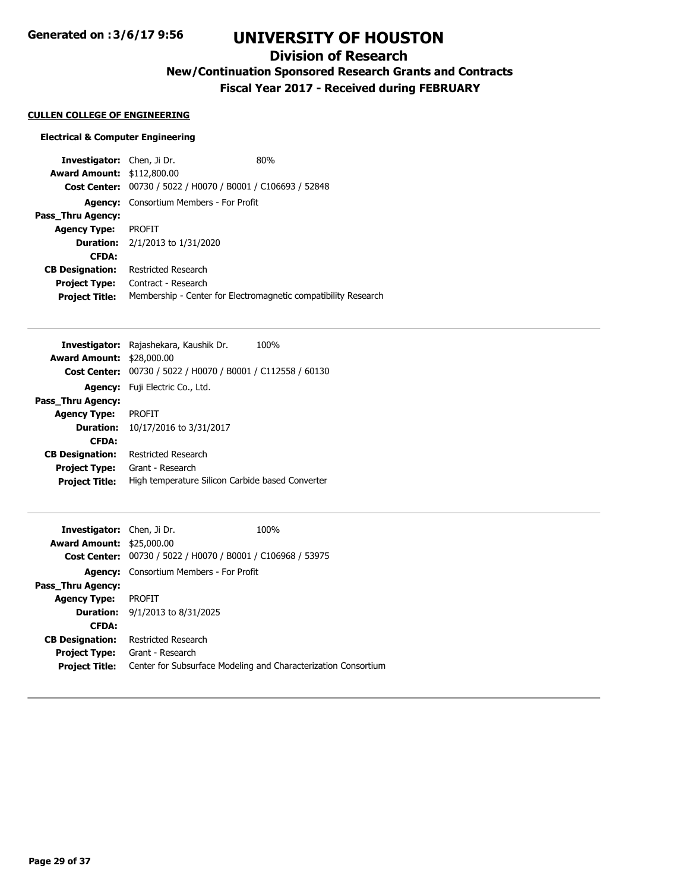# UNIVERSITY OF HOUSTON

## Division of Research

### New/Continuation Sponsored Research Grants and Contracts

### Fiscal Year 2017 - Received during FEBRUARY

Generated on :3/6/17 9:56

**CULLEN COLLEGE OF ENGINEERING**

**Electrical & Computer Engineering**

**Investigator:** Chen, Ji Dr. 80%
**Award Amount:** $112,800.00
**Cost Center:** 00730 / 5022 / H0070 / B0001 / C106693 / 52848
**Agency:** Consortium Members - For Profit
**Pass_Thru Agency:**
**Agency Type:** PROFIT
**Duration:** 2/1/2013 to 1/31/2020
**CFDA:**
**CB Designation:** Restricted Research
**Project Type:** Contract - Research
**Project Title:** Membership - Center for Electromagnetic compatibility Research

---

**Investigator:** Rajashekara, Kaushik Dr. 100%
**Award Amount:** $28,000.00
**Cost Center:** 00730 / 5022 / H0070 / B0001 / C112558 / 60130
**Agency:** Fuji Electric Co., Ltd.
**Pass_Thru Agency:**
**Agency Type:** PROFIT
**Duration:** 10/17/2016 to 3/31/2017
**CFDA:**
**CB Designation:** Restricted Research
**Project Type:** Grant - Research
**Project Title:** High temperature Silicon Carbide based Converter

---

**Investigator:** Chen, Ji Dr. 100%
**Award Amount:** $25,000.00
**Cost Center:** 00730 / 5022 / H0070 / B0001 / C106968 / 53975
**Agency:** Consortium Members - For Profit
**Pass_Thru Agency:**
**Agency Type:** PROFIT
**Duration:** 9/1/2013 to 8/31/2025
**CFDA:**
**CB Designation:** Restricted Research
**Project Type:** Grant - Research
**Project Title:** Center for Subsurface Modeling and Characterization Consortium

---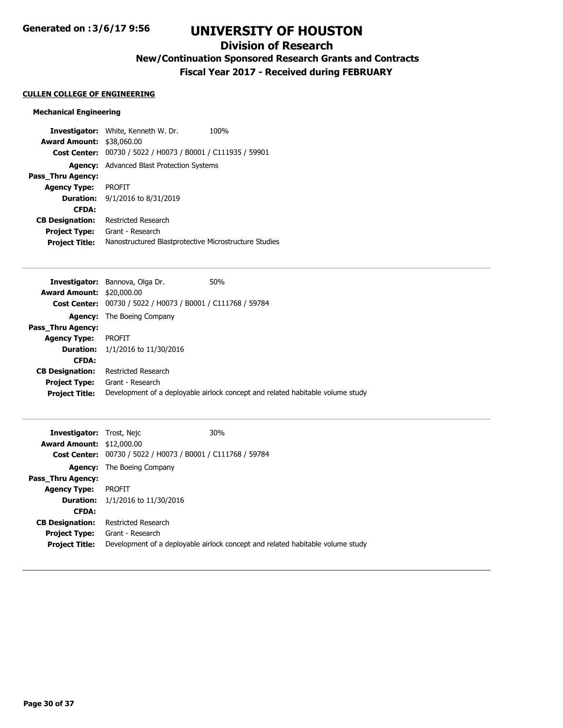# UNIVERSITY OF HOUSTON

## Division of Research

### New/Continuation Sponsored Research Grants and Contracts

### Fiscal Year 2017 - Received during FEBRUARY

**CULLEN COLLEGE OF ENGINEERING**

**Mechanical Engineering**

**Investigator:** White, Kenneth W. Dr. 100%
**Award Amount:** $38,060.00
**Cost Center:** 00730 / 5022 / H0073 / B0001 / C111935 / 59901
**Agency:** Advanced Blast Protection Systems
**Pass_Thru Agency:**
**Agency Type:** PROFIT
**Duration:** 9/1/2016 to 8/31/2019
**CFDA:**
**CB Designation:** Restricted Research
**Project Type:** Grant - Research
**Project Title:** Nanostructured Blastprotective Microstructure Studies

---

**Investigator:** Bannova, Olga Dr. 50%
**Award Amount:** $20,000.00
**Cost Center:** 00730 / 5022 / H0073 / B0001 / C111768 / 59784
**Agency:** The Boeing Company
**Pass_Thru Agency:**
**Agency Type:** PROFIT
**Duration:** 1/1/2016 to 11/30/2016
**CFDA:**
**CB Designation:** Restricted Research
**Project Type:** Grant - Research
**Project Title:** Development of a deployable airlock concept and related habitable volume study

---

**Investigator:** Trost, Nejc 30%
**Award Amount:** $12,000.00
**Cost Center:** 00730 / 5022 / H0073 / B0001 / C111768 / 59784
**Agency:** The Boeing Company
**Pass_Thru Agency:**
**Agency Type:** PROFIT
**Duration:** 1/1/2016 to 11/30/2016
**CFDA:**
**CB Designation:** Restricted Research
**Project Type:** Grant - Research
**Project Title:** Development of a deployable airlock concept and related habitable volume study

---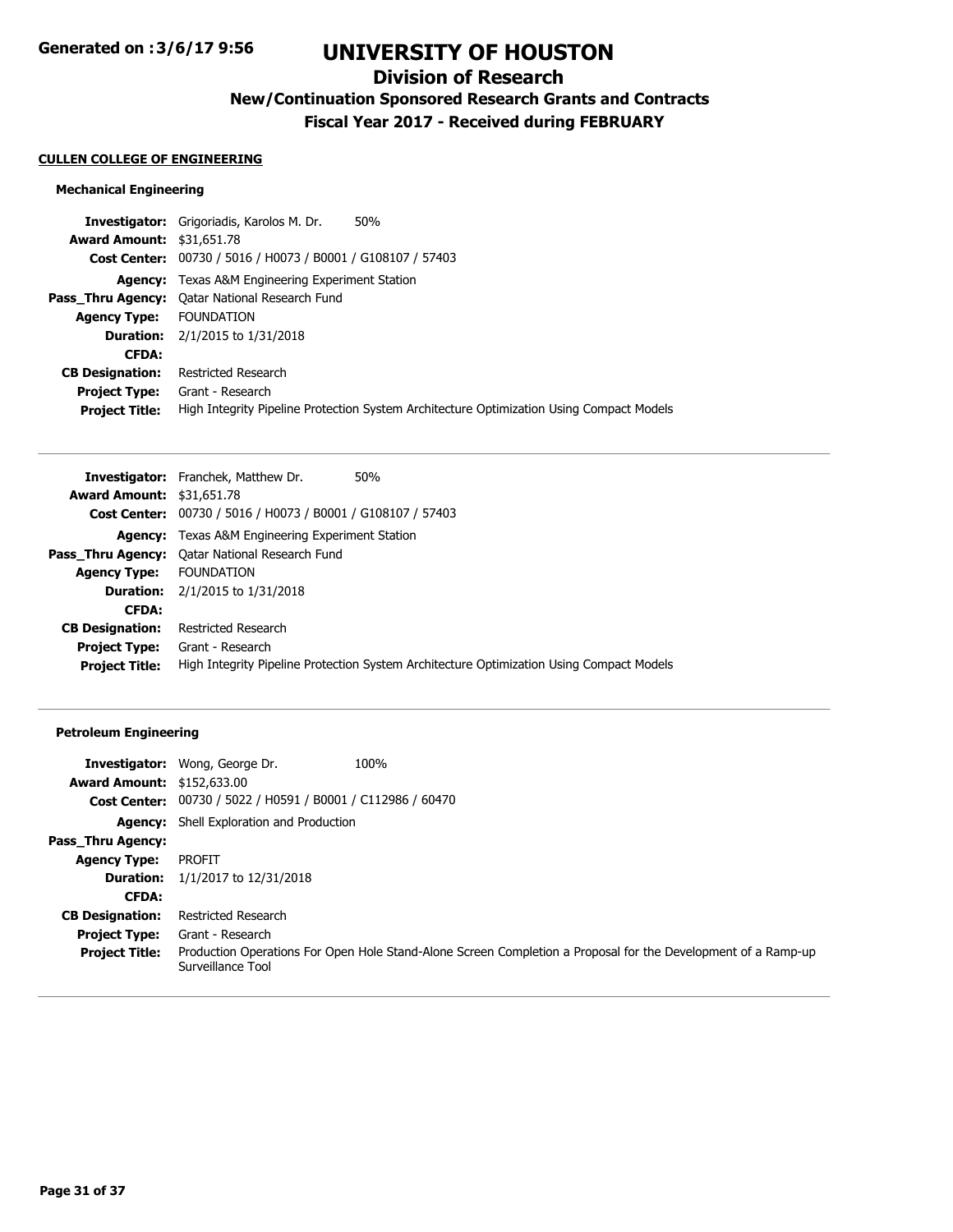# UNIVERSITY OF HOUSTON

## Division of Research

### New/Continuation Sponsored Research Grants and Contracts

### Fiscal Year 2017 - Received during FEBRUARY

**CULLEN COLLEGE OF ENGINEERING**

#### Mechanical Engineering

**Investigator:** Grigoriadis, Karolos M. Dr. 50%
**Award Amount:** $31,651.78
**Cost Center:** 00730 / 5016 / H0073 / B0001 / G108107 / 57403
**Agency:** Texas A&M Engineering Experiment Station
**Pass_Thru Agency:** Qatar National Research Fund
**Agency Type:** FOUNDATION
**Duration:** 2/1/2015 to 1/31/2018
**CFDA:**
**CB Designation:** Restricted Research
**Project Type:** Grant - Research
**Project Title:** High Integrity Pipeline Protection System Architecture Optimization Using Compact Models

---

**Investigator:** Franchek, Matthew Dr. 50%
**Award Amount:** $31,651.78
**Cost Center:** 00730 / 5016 / H0073 / B0001 / G108107 / 57403
**Agency:** Texas A&M Engineering Experiment Station
**Pass_Thru Agency:** Qatar National Research Fund
**Agency Type:** FOUNDATION
**Duration:** 2/1/2015 to 1/31/2018
**CFDA:**
**CB Designation:** Restricted Research
**Project Type:** Grant - Research
**Project Title:** High Integrity Pipeline Protection System Architecture Optimization Using Compact Models

---

#### Petroleum Engineering

**Investigator:** Wong, George Dr. 100%
**Award Amount:** $152,633.00
**Cost Center:** 00730 / 5022 / H0591 / B0001 / C112986 / 60470
**Agency:** Shell Exploration and Production
**Pass_Thru Agency:**
**Agency Type:** PROFIT
**Duration:** 1/1/2017 to 12/31/2018
**CFDA:**
**CB Designation:** Restricted Research
**Project Type:** Grant - Research
**Project Title:** Production Operations For Open Hole Stand-Alone Screen Completion a Proposal for the Development of a Ramp-up Surveillance Tool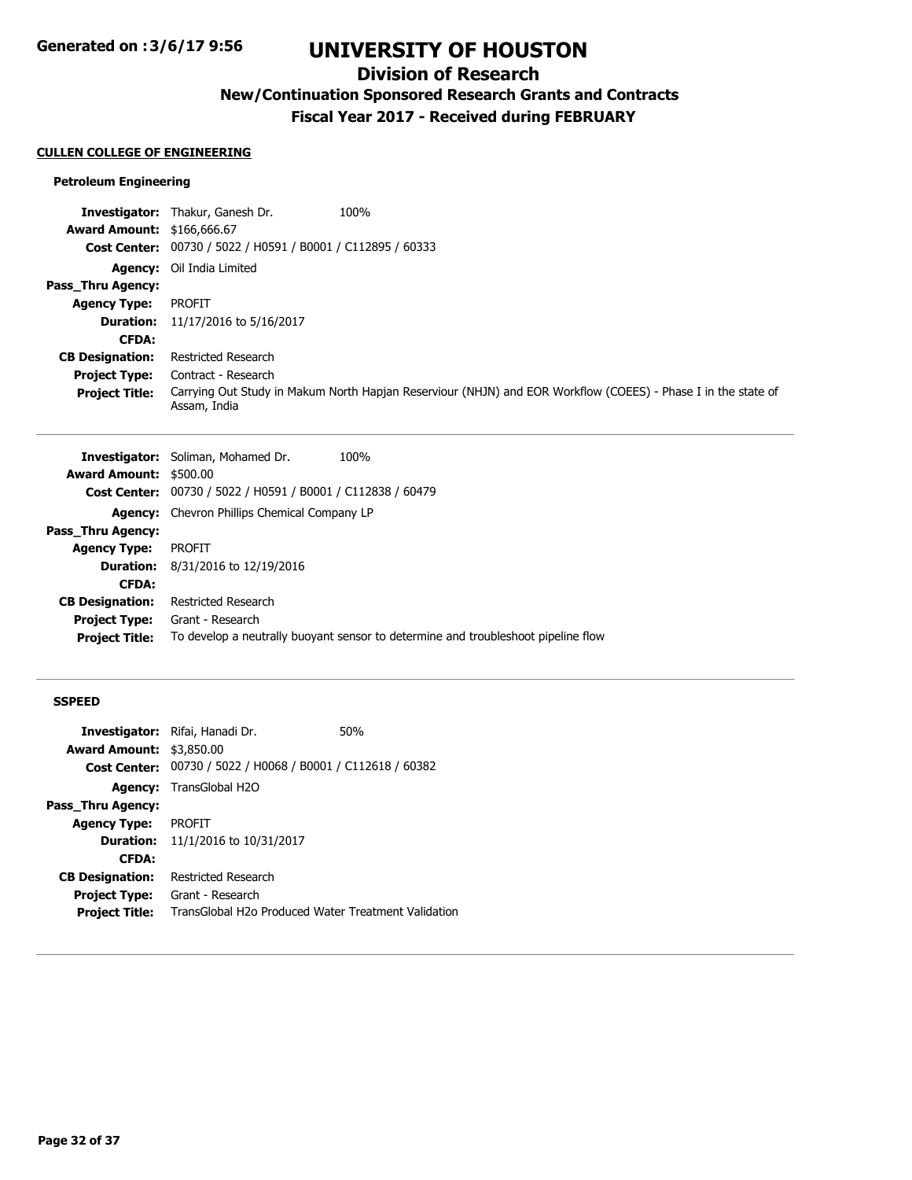# UNIVERSITY OF HOUSTON

## Division of Research

### New/Continuation Sponsored Research Grants and Contracts

### Fiscal Year 2017 - Received during FEBRUARY

**Generated on :3/6/17 9:56**

#### CULLEN COLLEGE OF ENGINEERING

**Petroleum Engineering**

**Investigator:** Thakur, Ganesh Dr. 100%
**Award Amount:** $166,666.67
**Cost Center:** 00730 / 5022 / H0591 / B0001 / C112895 / 60333
**Agency:** Oil India Limited
**Pass_Thru Agency:**
**Agency Type:** PROFIT
**Duration:** 11/17/2016 to 5/16/2017
**CFDA:**
**CB Designation:** Restricted Research
**Project Type:** Contract - Research
**Project Title:** Carrying Out Study in Makum North Hapjan Reserviour (NHJN) and EOR Workflow (COEES) - Phase I in the state of Assam, India

---

**Investigator:** Soliman, Mohamed Dr. 100%
**Award Amount:** $500.00
**Cost Center:** 00730 / 5022 / H0591 / B0001 / C112838 / 60479
**Agency:** Chevron Phillips Chemical Company LP
**Pass_Thru Agency:**
**Agency Type:** PROFIT
**Duration:** 8/31/2016 to 12/19/2016
**CFDA:**
**CB Designation:** Restricted Research
**Project Type:** Grant - Research
**Project Title:** To develop a neutrally buoyant sensor to determine and troubleshoot pipeline flow

---

**SSPEED**

**Investigator:** Rifai, Hanadi Dr. 50%
**Award Amount:** $3,850.00
**Cost Center:** 00730 / 5022 / H0068 / B0001 / C112618 / 60382
**Agency:** TransGlobal H2O
**Pass_Thru Agency:**
**Agency Type:** PROFIT
**Duration:** 11/1/2016 to 10/31/2017
**CFDA:**
**CB Designation:** Restricted Research
**Project Type:** Grant - Research
**Project Title:** TransGlobal H2o Produced Water Treatment Validation

---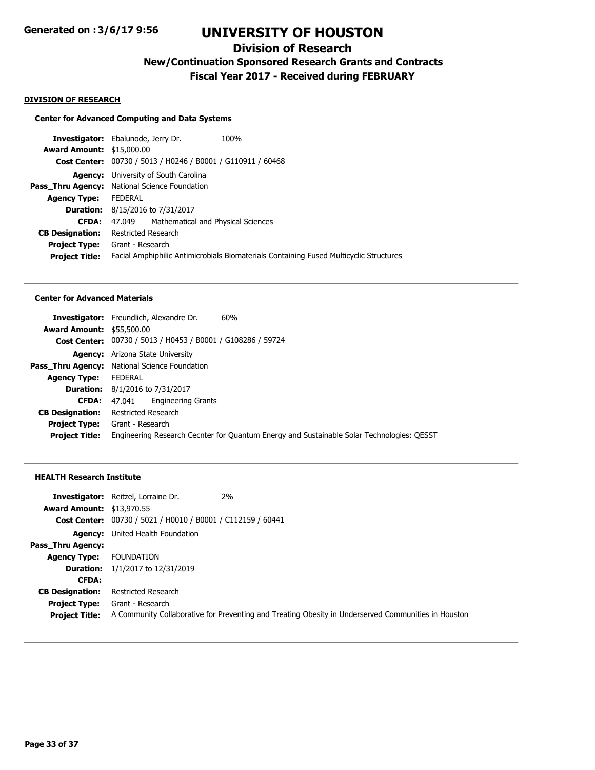# UNIVERSITY OF HOUSTON

## Division of Research

### New/Continuation Sponsored Research Grants and Contracts

### Fiscal Year 2017 - Received during FEBRUARY

**DIVISION OF RESEARCH**

**Center for Advanced Computing and Data Systems**

**Investigator:** Ebalunode, Jerry Dr. 100%
**Award Amount:** $15,000.00
**Cost Center:** 00730 / 5013 / H0246 / B0001 / G110911 / 60468
**Agency:** University of South Carolina
**Pass_Thru Agency:** National Science Foundation
**Agency Type:** FEDERAL
**Duration:** 8/15/2016 to 7/31/2017
**CFDA:** 47.049 Mathematical and Physical Sciences
**CB Designation:** Restricted Research
**Project Type:** Grant - Research
**Project Title:** Facial Amphiphilic Antimicrobials Biomaterials Containing Fused Multicyclic Structures

---

**Center for Advanced Materials**

**Investigator:** Freundlich, Alexandre Dr. 60%
**Award Amount:** $55,500.00
**Cost Center:** 00730 / 5013 / H0453 / B0001 / G108286 / 59724
**Agency:** Arizona State University
**Pass_Thru Agency:** National Science Foundation
**Agency Type:** FEDERAL
**Duration:** 8/1/2016 to 7/31/2017
**CFDA:** 47.041 Engineering Grants
**CB Designation:** Restricted Research
**Project Type:** Grant - Research
**Project Title:** Engineering Research Cecnter for Quantum Energy and Sustainable Solar Technologies: QESST

---

**HEALTH Research Institute**

**Investigator:** Reitzel, Lorraine Dr. 2%
**Award Amount:** $13,970.55
**Cost Center:** 00730 / 5021 / H0010 / B0001 / C112159 / 60441
**Agency:** United Health Foundation
**Pass_Thru Agency:**
**Agency Type:** FOUNDATION
**Duration:** 1/1/2017 to 12/31/2019
**CFDA:**
**CB Designation:** Restricted Research
**Project Type:** Grant - Research
**Project Title:** A Community Collaborative for Preventing and Treating Obesity in Underserved Communities in Houston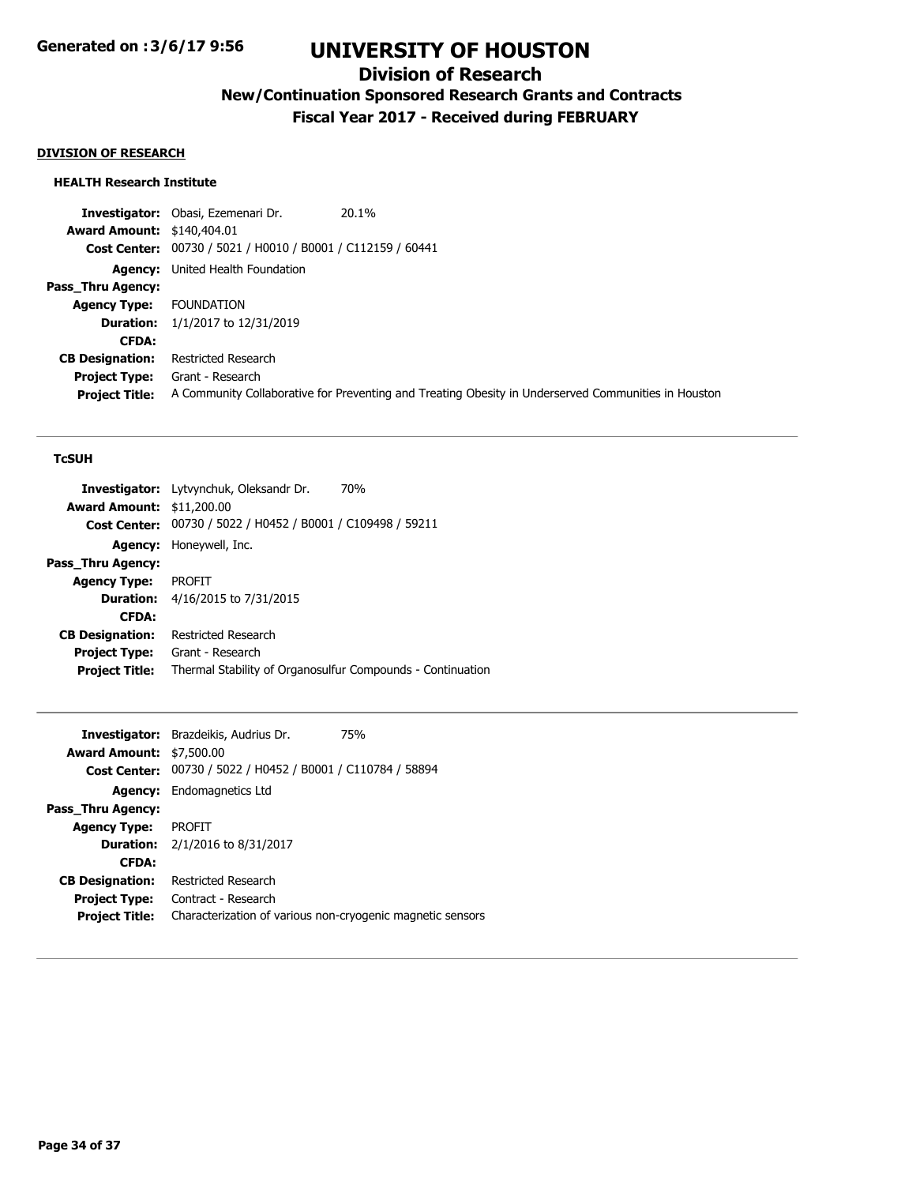## DIVISION OF RESEARCH

### HEALTH Research Institute

**Investigator:** Obasi, Ezemenari Dr. 20.1%
**Award Amount:** $140,404.01
**Cost Center:** 00730 / 5021 / H0010 / B0001 / C112159 / 60441
**Agency:** United Health Foundation
**Pass_Thru Agency:**
**Agency Type:** FOUNDATION
**Duration:** 1/1/2017 to 12/31/2019
**CFDA:**
**CB Designation:** Restricted Research
**Project Type:** Grant - Research
**Project Title:** A Community Collaborative for Preventing and Treating Obesity in Underserved Communities in Houston

---

### TcSUH

**Investigator:** Lytvynchuk, Oleksandr Dr. 70%
**Award Amount:** $11,200.00
**Cost Center:** 00730 / 5022 / H0452 / B0001 / C109498 / 59211
**Agency:** Honeywell, Inc.
**Pass_Thru Agency:**
**Agency Type:** PROFIT
**Duration:** 4/16/2015 to 7/31/2015
**CFDA:**
**CB Designation:** Restricted Research
**Project Type:** Grant - Research
**Project Title:** Thermal Stability of Organosulfur Compounds - Continuation

---

**Investigator:** Brazdeikis, Audrius Dr. 75%
**Award Amount:** $7,500.00
**Cost Center:** 00730 / 5022 / H0452 / B0001 / C110784 / 58894
**Agency:** Endomagnetics Ltd
**Pass_Thru Agency:**
**Agency Type:** PROFIT
**Duration:** 2/1/2016 to 8/31/2017
**CFDA:**
**CB Designation:** Restricted Research
**Project Type:** Contract - Research
**Project Title:** Characterization of various non-cryogenic magnetic sensors

---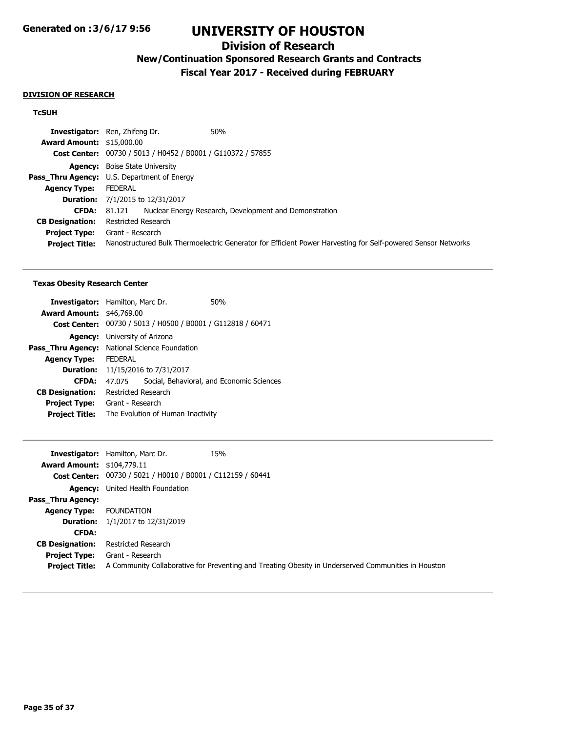# UNIVERSITY OF HOUSTON

## Division of Research

### New/Continuation Sponsored Research Grants and Contracts

### Fiscal Year 2017 - Received during FEBRUARY

Generated on :3/6/17 9:56

**DIVISION OF RESEARCH**

**TcSUH**

| | |
|---|---|
| **Investigator:** | Ren, Zhifeng Dr. 50% |
| **Award Amount:** | $15,000.00 |
| **Cost Center:** | 00730 / 5013 / H0452 / B0001 / G110372 / 57855 |
| **Agency:** | Boise State University |
| **Pass_Thru Agency:** | U.S. Department of Energy |
| **Agency Type:** | FEDERAL |
| **Duration:** | 7/1/2015 to 12/31/2017 |
| **CFDA:** | 81.121 Nuclear Energy Research, Development and Demonstration |
| **CB Designation:** | Restricted Research |
| **Project Type:** | Grant - Research |
| **Project Title:** | Nanostructured Bulk Thermoelectric Generator for Efficient Power Harvesting for Self-powered Sensor Networks |

**Texas Obesity Research Center**

| | |
|---|---|
| **Investigator:** | Hamilton, Marc Dr. 50% |
| **Award Amount:** | $46,769.00 |
| **Cost Center:** | 00730 / 5013 / H0500 / B0001 / G112818 / 60471 |
| **Agency:** | University of Arizona |
| **Pass_Thru Agency:** | National Science Foundation |
| **Agency Type:** | FEDERAL |
| **Duration:** | 11/15/2016 to 7/31/2017 |
| **CFDA:** | 47.075 Social, Behavioral, and Economic Sciences |
| **CB Designation:** | Restricted Research |
| **Project Type:** | Grant - Research |
| **Project Title:** | The Evolution of Human Inactivity |

| | |
|---|---|
| **Investigator:** | Hamilton, Marc Dr. 15% |
| **Award Amount:** | $104,779.11 |
| **Cost Center:** | 00730 / 5021 / H0010 / B0001 / C112159 / 60441 |
| **Agency:** | United Health Foundation |
| **Pass_Thru Agency:** | |
| **Agency Type:** | FOUNDATION |
| **Duration:** | 1/1/2017 to 12/31/2019 |
| **CFDA:** | |
| **CB Designation:** | Restricted Research |
| **Project Type:** | Grant - Research |
| **Project Title:** | A Community Collaborative for Preventing and Treating Obesity in Underserved Communities in Houston |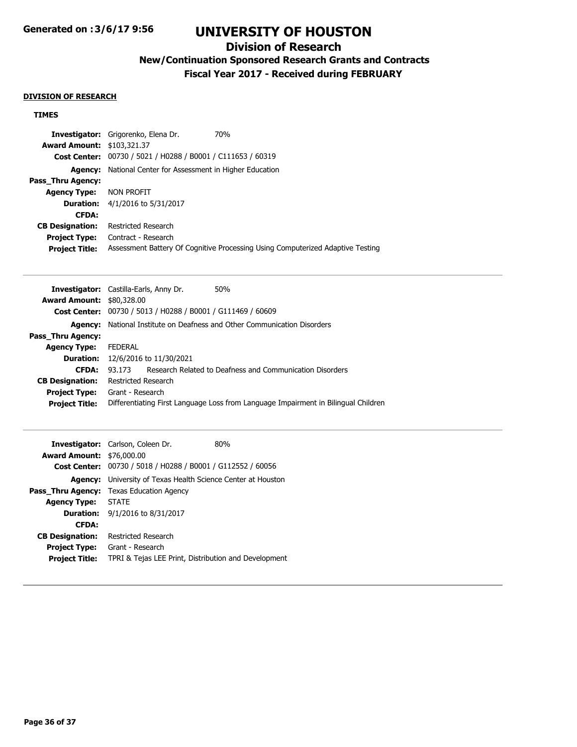# UNIVERSITY OF HOUSTON

## Division of Research

### New/Continuation Sponsored Research Grants and Contracts

### Fiscal Year 2017 - Received during FEBRUARY

Generated on :3/6/17 9:56

**DIVISION OF RESEARCH**

**TIMES**

**Investigator:** Grigorenko, Elena Dr. 70%
**Award Amount:** $103,321.37
**Cost Center:** 00730 / 5021 / H0288 / B0001 / C111653 / 60319
**Agency:** National Center for Assessment in Higher Education
**Pass_Thru Agency:**
**Agency Type:** NON PROFIT
**Duration:** 4/1/2016 to 5/31/2017
**CFDA:**
**CB Designation:** Restricted Research
**Project Type:** Contract - Research
**Project Title:** Assessment Battery Of Cognitive Processing Using Computerized Adaptive Testing

---

**Investigator:** Castilla-Earls, Anny Dr. 50%
**Award Amount:** $80,328.00
**Cost Center:** 00730 / 5013 / H0288 / B0001 / G111469 / 60609
**Agency:** National Institute on Deafness and Other Communication Disorders
**Pass_Thru Agency:**
**Agency Type:** FEDERAL
**Duration:** 12/6/2016 to 11/30/2021
**CFDA:** 93.173 Research Related to Deafness and Communication Disorders
**CB Designation:** Restricted Research
**Project Type:** Grant - Research
**Project Title:** Differentiating First Language Loss from Language Impairment in Bilingual Children

---

**Investigator:** Carlson, Coleen Dr. 80%
**Award Amount:** $76,000.00
**Cost Center:** 00730 / 5018 / H0288 / B0001 / G112552 / 60056
**Agency:** University of Texas Health Science Center at Houston
**Pass_Thru Agency:** Texas Education Agency
**Agency Type:** STATE
**Duration:** 9/1/2016 to 8/31/2017
**CFDA:**
**CB Designation:** Restricted Research
**Project Type:** Grant - Research
**Project Title:** TPRI & Tejas LEE Print, Distribution and Development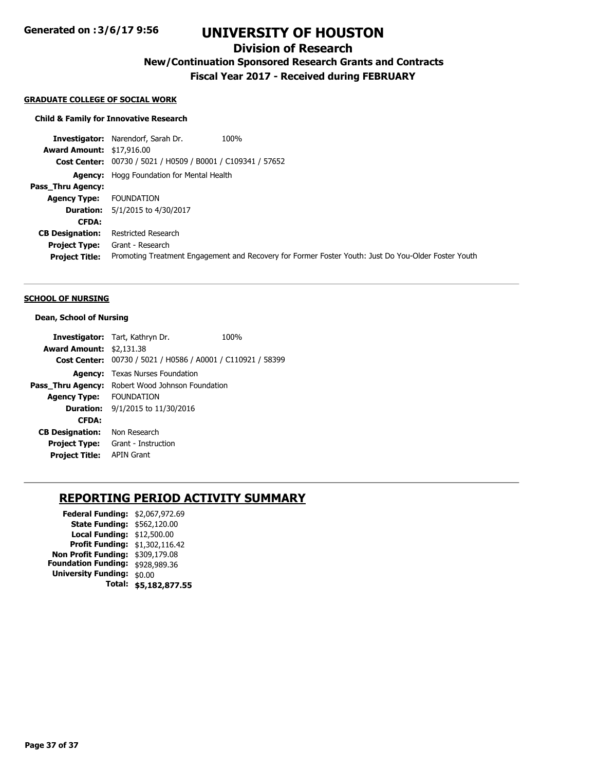**GRADUATE COLLEGE OF SOCIAL WORK**

**Child & Family for Innovative Research**

| | |
|---|---|
| **Investigator:** | Narendorf, Sarah Dr. 100% |
| **Award Amount:** | $17,916.00 |
| **Cost Center:** | 00730 / 5021 / H0509 / B0001 / C109341 / 57652 |
| **Agency:** | Hogg Foundation for Mental Health |
| **Pass_Thru Agency:** | |
| **Agency Type:** | FOUNDATION |
| **Duration:** | 5/1/2015 to 4/30/2017 |
| **CFDA:** | |
| **CB Designation:** | Restricted Research |
| **Project Type:** | Grant - Research |
| **Project Title:** | Promoting Treatment Engagement and Recovery for Former Foster Youth: Just Do You-Older Foster Youth |

---

**SCHOOL OF NURSING**

**Dean, School of Nursing**

| | |
|---|---|
| **Investigator:** | Tart, Kathryn Dr. 100% |
| **Award Amount:** | $2,131.38 |
| **Cost Center:** | 00730 / 5021 / H0586 / A0001 / C110921 / 58399 |
| **Agency:** | Texas Nurses Foundation |
| **Pass_Thru Agency:** | Robert Wood Johnson Foundation |
| **Agency Type:** | FOUNDATION |
| **Duration:** | 9/1/2015 to 11/30/2016 |
| **CFDA:** | |
| **CB Designation:** | Non Research |
| **Project Type:** | Grant - Instruction |
| **Project Title:** | APIN Grant |

---

## REPORTING PERIOD ACTIVITY SUMMARY

| | |
|---|---|
| **Federal Funding:** | $2,067,972.69 |
| **State Funding:** | $562,120.00 |
| **Local Funding:** | $12,500.00 |
| **Profit Funding:** | $1,302,116.42 |
| **Non Profit Funding:** | $309,179.08 |
| **Foundation Funding:** | $928,989.36 |
| **University Funding:** | $0.00 |
| **Total:** | **$5,182,877.55** |